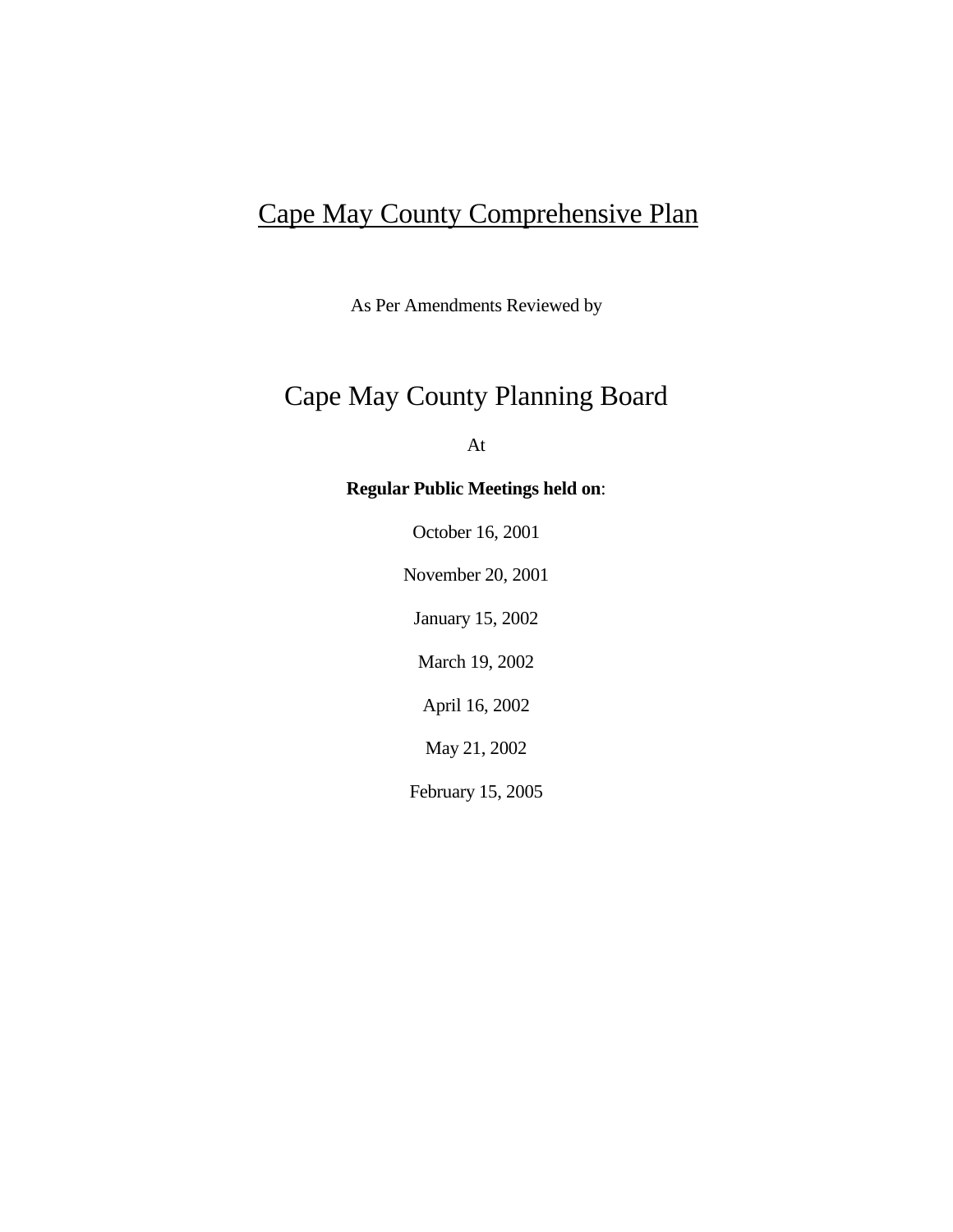# Cape May County Comprehensive Plan

As Per Amendments Reviewed by

## Cape May County Planning Board

At

**Regular Public Meetings held on**:

October 16, 2001

November 20, 2001

January 15, 2002

March 19, 2002

April 16, 2002

May 21, 2002

February 15, 2005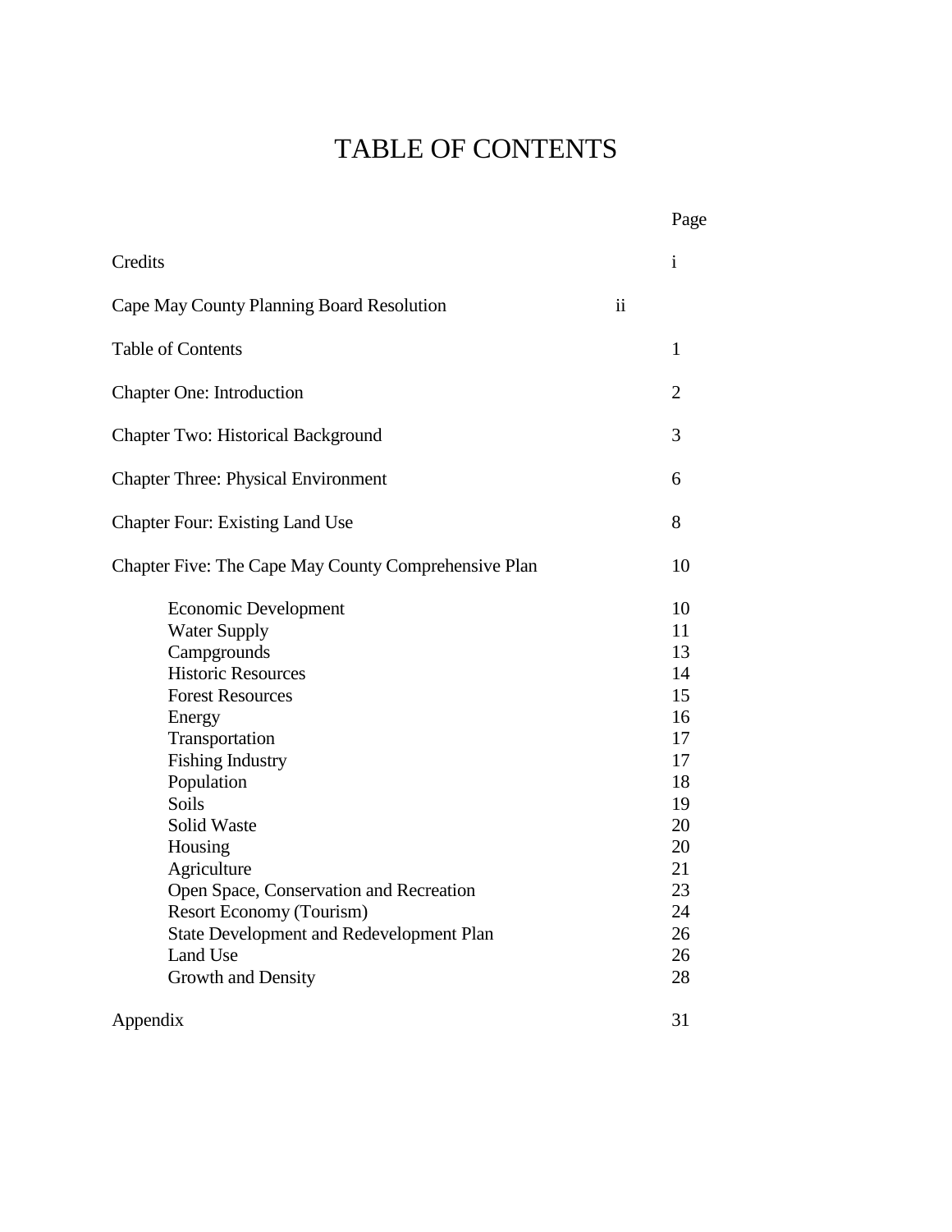# TABLE OF CONTENTS

| | Page |
|---|---|
| Credits | i |
| Cape May County Planning Board Resolution | ii |
| Table of Contents | 1 |
| Chapter One: Introduction | 2 |
| Chapter Two: Historical Background | 3 |
| Chapter Three: Physical Environment | 6 |
| Chapter Four: Existing Land Use | 8 |
| Chapter Five: The Cape May County Comprehensive Plan | 10 |
| Economic Development | 10 |
| Water Supply | 11 |
| Campgrounds | 13 |
| Historic Resources | 14 |
| Forest Resources | 15 |
| Energy | 16 |
| Transportation | 17 |
| Fishing Industry | 17 |
| Population | 18 |
| Soils | 19 |
| Solid Waste | 20 |
| Housing | 20 |
| Agriculture | 21 |
| Open Space, Conservation and Recreation | 23 |
| Resort Economy (Tourism) | 24 |
| State Development and Redevelopment Plan | 26 |
| Land Use | 26 |
| Growth and Density | 28 |
| Appendix | 31 |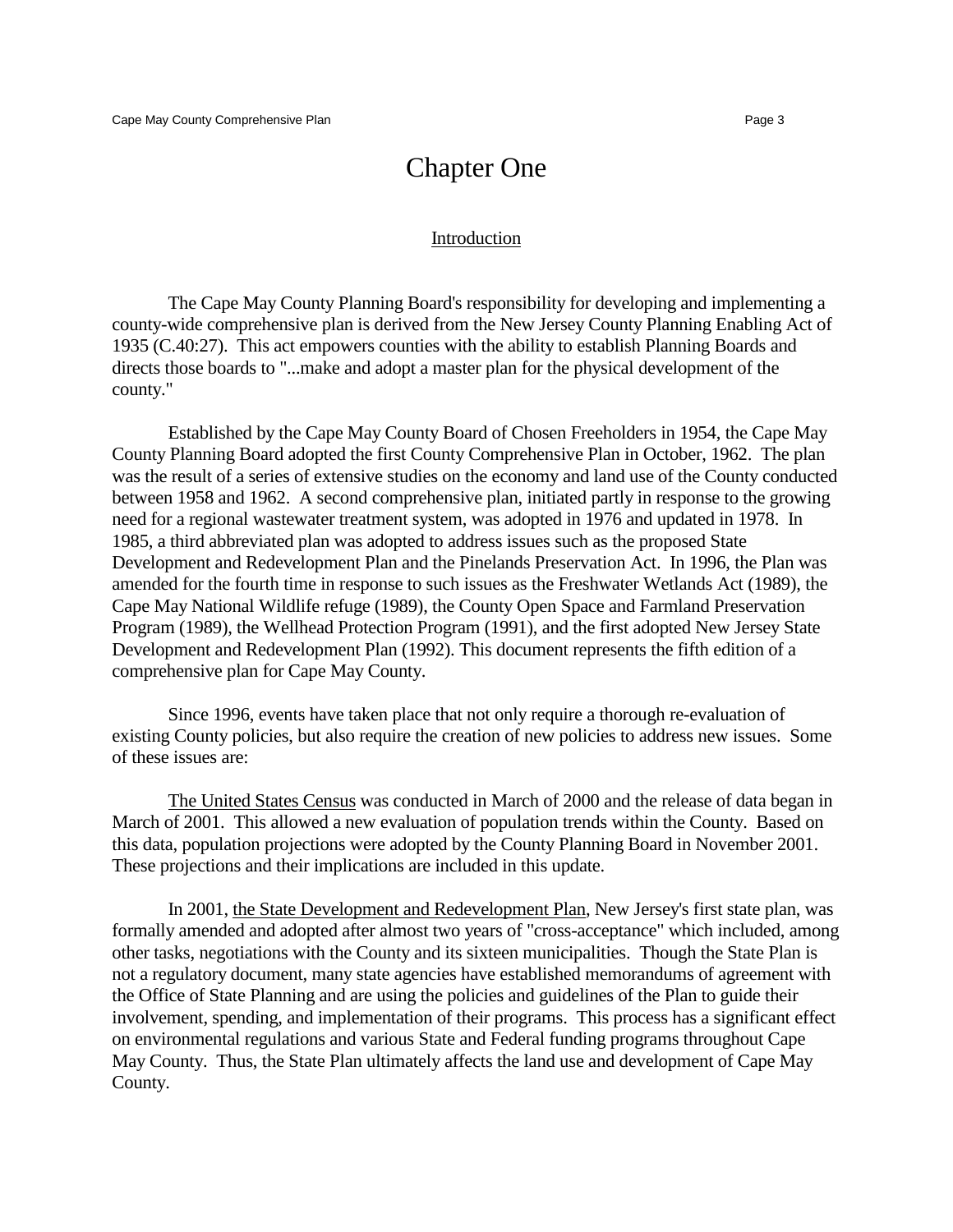# Chapter One

## Introduction

The Cape May County Planning Board's responsibility for developing and implementing a county-wide comprehensive plan is derived from the New Jersey County Planning Enabling Act of 1935 (C.40:27). This act empowers counties with the ability to establish Planning Boards and directs those boards to "...make and adopt a master plan for the physical development of the county."

Established by the Cape May County Board of Chosen Freeholders in 1954, the Cape May County Planning Board adopted the first County Comprehensive Plan in October, 1962. The plan was the result of a series of extensive studies on the economy and land use of the County conducted between 1958 and 1962. A second comprehensive plan, initiated partly in response to the growing need for a regional wastewater treatment system, was adopted in 1976 and updated in 1978. In 1985, a third abbreviated plan was adopted to address issues such as the proposed State Development and Redevelopment Plan and the Pinelands Preservation Act. In 1996, the Plan was amended for the fourth time in response to such issues as the Freshwater Wetlands Act (1989), the Cape May National Wildlife refuge (1989), the County Open Space and Farmland Preservation Program (1989), the Wellhead Protection Program (1991), and the first adopted New Jersey State Development and Redevelopment Plan (1992). This document represents the fifth edition of a comprehensive plan for Cape May County.

Since 1996, events have taken place that not only require a thorough re-evaluation of existing County policies, but also require the creation of new policies to address new issues. Some of these issues are:

<u>The United States Census</u> was conducted in March of 2000 and the release of data began in March of 2001. This allowed a new evaluation of population trends within the County. Based on this data, population projections were adopted by the County Planning Board in November 2001. These projections and their implications are included in this update.

In 2001, <u>the State Development and Redevelopment Plan</u>, New Jersey's first state plan, was formally amended and adopted after almost two years of "cross-acceptance" which included, among other tasks, negotiations with the County and its sixteen municipalities. Though the State Plan is not a regulatory document, many state agencies have established memorandums of agreement with the Office of State Planning and are using the policies and guidelines of the Plan to guide their involvement, spending, and implementation of their programs. This process has a significant effect on environmental regulations and various State and Federal funding programs throughout Cape May County. Thus, the State Plan ultimately affects the land use and development of Cape May County.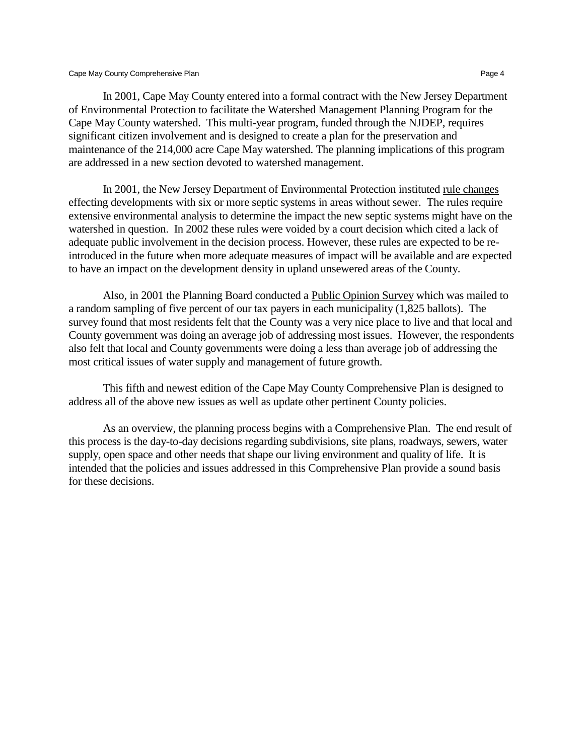In 2001, Cape May County entered into a formal contract with the New Jersey Department of Environmental Protection to facilitate the Watershed Management Planning Program for the Cape May County watershed. This multi-year program, funded through the NJDEP, requires significant citizen involvement and is designed to create a plan for the preservation and maintenance of the 214,000 acre Cape May watershed. The planning implications of this program are addressed in a new section devoted to watershed management.

In 2001, the New Jersey Department of Environmental Protection instituted rule changes effecting developments with six or more septic systems in areas without sewer. The rules require extensive environmental analysis to determine the impact the new septic systems might have on the watershed in question. In 2002 these rules were voided by a court decision which cited a lack of adequate public involvement in the decision process. However, these rules are expected to be re-introduced in the future when more adequate measures of impact will be available and are expected to have an impact on the development density in upland unsewered areas of the County.

Also, in 2001 the Planning Board conducted a Public Opinion Survey which was mailed to a random sampling of five percent of our tax payers in each municipality (1,825 ballots). The survey found that most residents felt that the County was a very nice place to live and that local and County government was doing an average job of addressing most issues. However, the respondents also felt that local and County governments were doing a less than average job of addressing the most critical issues of water supply and management of future growth.

This fifth and newest edition of the Cape May County Comprehensive Plan is designed to address all of the above new issues as well as update other pertinent County policies.

As an overview, the planning process begins with a Comprehensive Plan. The end result of this process is the day-to-day decisions regarding subdivisions, site plans, roadways, sewers, water supply, open space and other needs that shape our living environment and quality of life. It is intended that the policies and issues addressed in this Comprehensive Plan provide a sound basis for these decisions.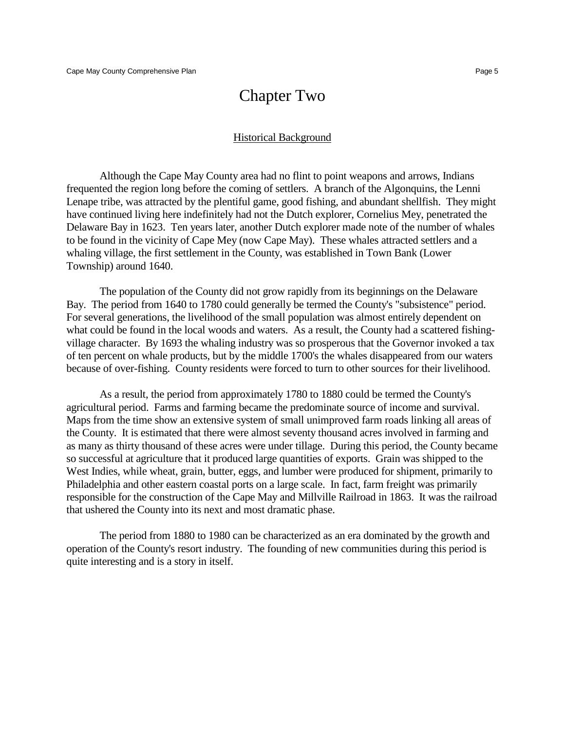# Chapter Two

## Historical Background

Although the Cape May County area had no flint to point weapons and arrows, Indians frequented the region long before the coming of settlers. A branch of the Algonquins, the Lenni Lenape tribe, was attracted by the plentiful game, good fishing, and abundant shellfish. They might have continued living here indefinitely had not the Dutch explorer, Cornelius Mey, penetrated the Delaware Bay in 1623. Ten years later, another Dutch explorer made note of the number of whales to be found in the vicinity of Cape Mey (now Cape May). These whales attracted settlers and a whaling village, the first settlement in the County, was established in Town Bank (Lower Township) around 1640.

The population of the County did not grow rapidly from its beginnings on the Delaware Bay. The period from 1640 to 1780 could generally be termed the County's "subsistence" period. For several generations, the livelihood of the small population was almost entirely dependent on what could be found in the local woods and waters. As a result, the County had a scattered fishing-village character. By 1693 the whaling industry was so prosperous that the Governor invoked a tax of ten percent on whale products, but by the middle 1700's the whales disappeared from our waters because of over-fishing. County residents were forced to turn to other sources for their livelihood.

As a result, the period from approximately 1780 to 1880 could be termed the County's agricultural period. Farms and farming became the predominate source of income and survival. Maps from the time show an extensive system of small unimproved farm roads linking all areas of the County. It is estimated that there were almost seventy thousand acres involved in farming and as many as thirty thousand of these acres were under tillage. During this period, the County became so successful at agriculture that it produced large quantities of exports. Grain was shipped to the West Indies, while wheat, grain, butter, eggs, and lumber were produced for shipment, primarily to Philadelphia and other eastern coastal ports on a large scale. In fact, farm freight was primarily responsible for the construction of the Cape May and Millville Railroad in 1863. It was the railroad that ushered the County into its next and most dramatic phase.

The period from 1880 to 1980 can be characterized as an era dominated by the growth and operation of the County's resort industry. The founding of new communities during this period is quite interesting and is a story in itself.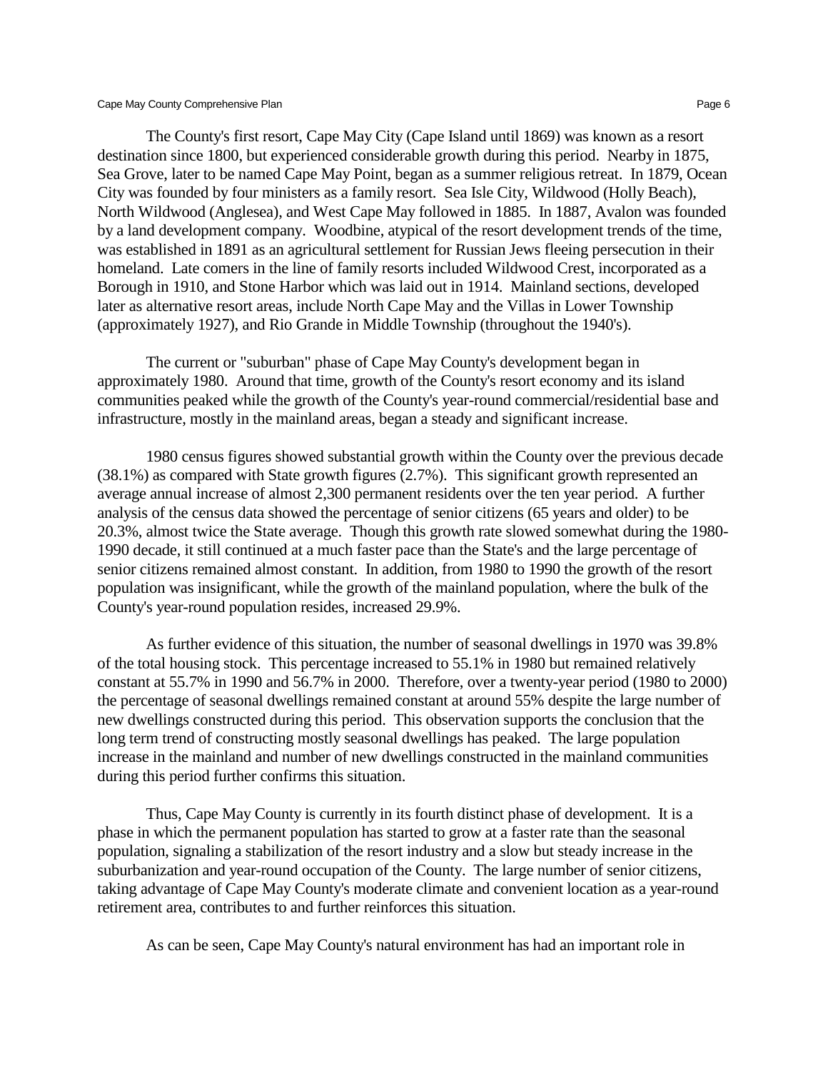The County's first resort, Cape May City (Cape Island until 1869) was known as a resort destination since 1800, but experienced considerable growth during this period. Nearby in 1875, Sea Grove, later to be named Cape May Point, began as a summer religious retreat. In 1879, Ocean City was founded by four ministers as a family resort. Sea Isle City, Wildwood (Holly Beach), North Wildwood (Anglesea), and West Cape May followed in 1885. In 1887, Avalon was founded by a land development company. Woodbine, atypical of the resort development trends of the time, was established in 1891 as an agricultural settlement for Russian Jews fleeing persecution in their homeland. Late comers in the line of family resorts included Wildwood Crest, incorporated as a Borough in 1910, and Stone Harbor which was laid out in 1914. Mainland sections, developed later as alternative resort areas, include North Cape May and the Villas in Lower Township (approximately 1927), and Rio Grande in Middle Township (throughout the 1940's).

The current or "suburban" phase of Cape May County's development began in approximately 1980. Around that time, growth of the County's resort economy and its island communities peaked while the growth of the County's year-round commercial/residential base and infrastructure, mostly in the mainland areas, began a steady and significant increase.

1980 census figures showed substantial growth within the County over the previous decade (38.1%) as compared with State growth figures (2.7%). This significant growth represented an average annual increase of almost 2,300 permanent residents over the ten year period. A further analysis of the census data showed the percentage of senior citizens (65 years and older) to be 20.3%, almost twice the State average. Though this growth rate slowed somewhat during the 1980-1990 decade, it still continued at a much faster pace than the State's and the large percentage of senior citizens remained almost constant. In addition, from 1980 to 1990 the growth of the resort population was insignificant, while the growth of the mainland population, where the bulk of the County's year-round population resides, increased 29.9%.

As further evidence of this situation, the number of seasonal dwellings in 1970 was 39.8% of the total housing stock. This percentage increased to 55.1% in 1980 but remained relatively constant at 55.7% in 1990 and 56.7% in 2000. Therefore, over a twenty-year period (1980 to 2000) the percentage of seasonal dwellings remained constant at around 55% despite the large number of new dwellings constructed during this period. This observation supports the conclusion that the long term trend of constructing mostly seasonal dwellings has peaked. The large population increase in the mainland and number of new dwellings constructed in the mainland communities during this period further confirms this situation.

Thus, Cape May County is currently in its fourth distinct phase of development. It is a phase in which the permanent population has started to grow at a faster rate than the seasonal population, signaling a stabilization of the resort industry and a slow but steady increase in the suburbanization and year-round occupation of the County. The large number of senior citizens, taking advantage of Cape May County's moderate climate and convenient location as a year-round retirement area, contributes to and further reinforces this situation.

As can be seen, Cape May County's natural environment has had an important role in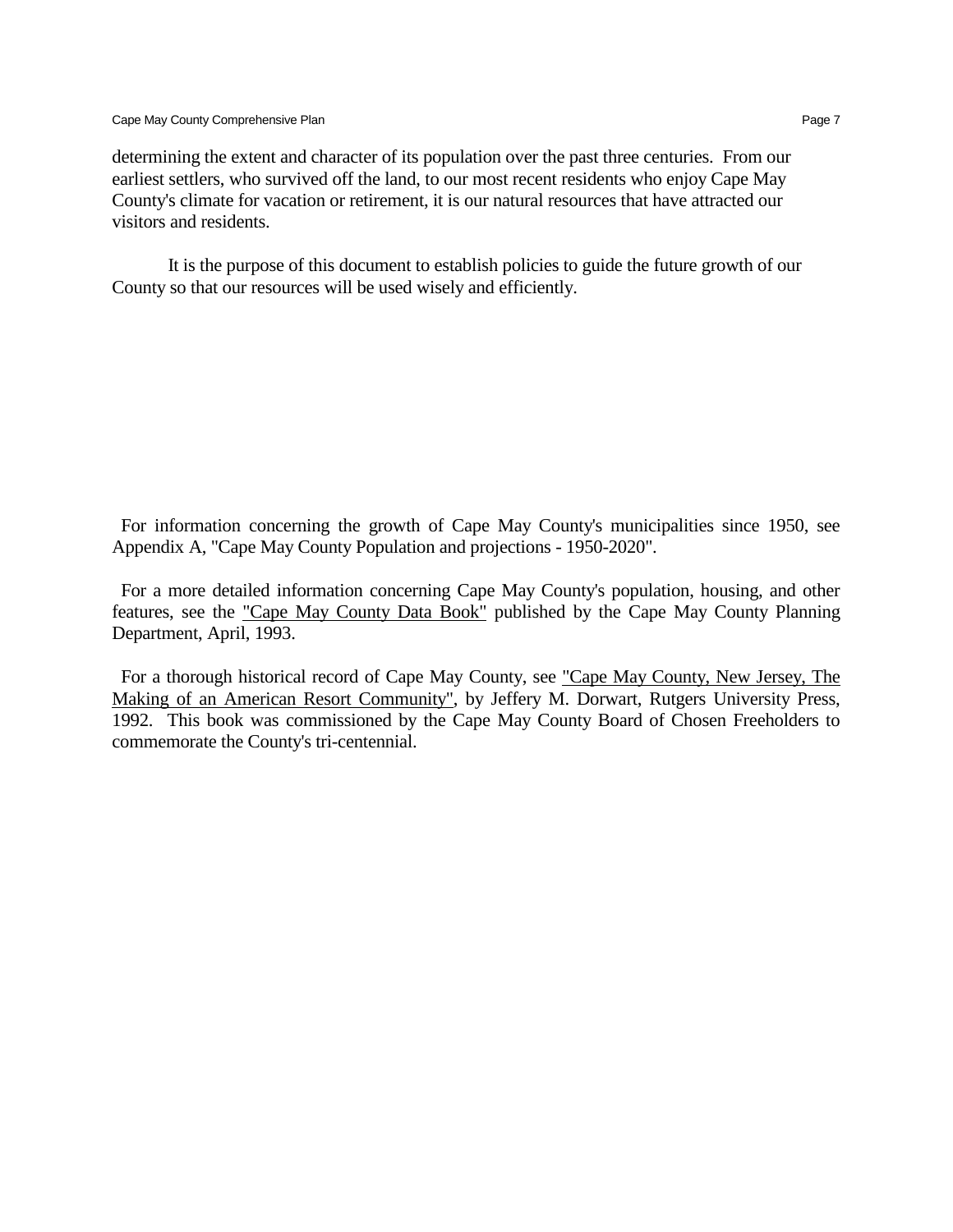determining the extent and character of its population over the past three centuries. From our earliest settlers, who survived off the land, to our most recent residents who enjoy Cape May County's climate for vacation or retirement, it is our natural resources that have attracted our visitors and residents.

It is the purpose of this document to establish policies to guide the future growth of our County so that our resources will be used wisely and efficiently.

For information concerning the growth of Cape May County's municipalities since 1950, see Appendix A, "Cape May County Population and projections - 1950-2020".

For a more detailed information concerning Cape May County's population, housing, and other features, see the "Cape May County Data Book" published by the Cape May County Planning Department, April, 1993.

For a thorough historical record of Cape May County, see "Cape May County, New Jersey, The Making of an American Resort Community", by Jeffery M. Dorwart, Rutgers University Press, 1992. This book was commissioned by the Cape May County Board of Chosen Freeholders to commemorate the County's tri-centennial.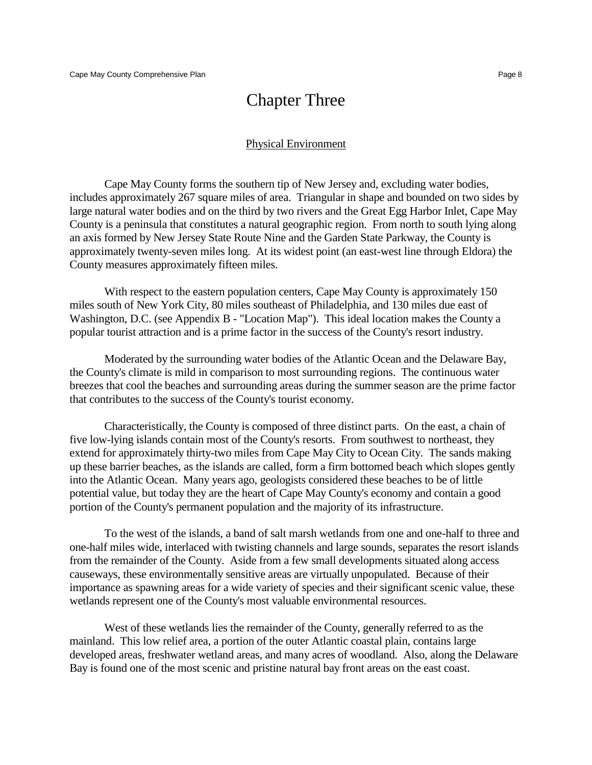# Chapter Three

## Physical Environment

Cape May County forms the southern tip of New Jersey and, excluding water bodies, includes approximately 267 square miles of area. Triangular in shape and bounded on two sides by large natural water bodies and on the third by two rivers and the Great Egg Harbor Inlet, Cape May County is a peninsula that constitutes a natural geographic region. From north to south lying along an axis formed by New Jersey State Route Nine and the Garden State Parkway, the County is approximately twenty-seven miles long. At its widest point (an east-west line through Eldora) the County measures approximately fifteen miles.

With respect to the eastern population centers, Cape May County is approximately 150 miles south of New York City, 80 miles southeast of Philadelphia, and 130 miles due east of Washington, D.C. (see Appendix B - "Location Map"). This ideal location makes the County a popular tourist attraction and is a prime factor in the success of the County's resort industry.

Moderated by the surrounding water bodies of the Atlantic Ocean and the Delaware Bay, the County's climate is mild in comparison to most surrounding regions. The continuous water breezes that cool the beaches and surrounding areas during the summer season are the prime factor that contributes to the success of the County's tourist economy.

Characteristically, the County is composed of three distinct parts. On the east, a chain of five low-lying islands contain most of the County's resorts. From southwest to northeast, they extend for approximately thirty-two miles from Cape May City to Ocean City. The sands making up these barrier beaches, as the islands are called, form a firm bottomed beach which slopes gently into the Atlantic Ocean. Many years ago, geologists considered these beaches to be of little potential value, but today they are the heart of Cape May County's economy and contain a good portion of the County's permanent population and the majority of its infrastructure.

To the west of the islands, a band of salt marsh wetlands from one and one-half to three and one-half miles wide, interlaced with twisting channels and large sounds, separates the resort islands from the remainder of the County. Aside from a few small developments situated along access causeways, these environmentally sensitive areas are virtually unpopulated. Because of their importance as spawning areas for a wide variety of species and their significant scenic value, these wetlands represent one of the County's most valuable environmental resources.

West of these wetlands lies the remainder of the County, generally referred to as the mainland. This low relief area, a portion of the outer Atlantic coastal plain, contains large developed areas, freshwater wetland areas, and many acres of woodland. Also, along the Delaware Bay is found one of the most scenic and pristine natural bay front areas on the east coast.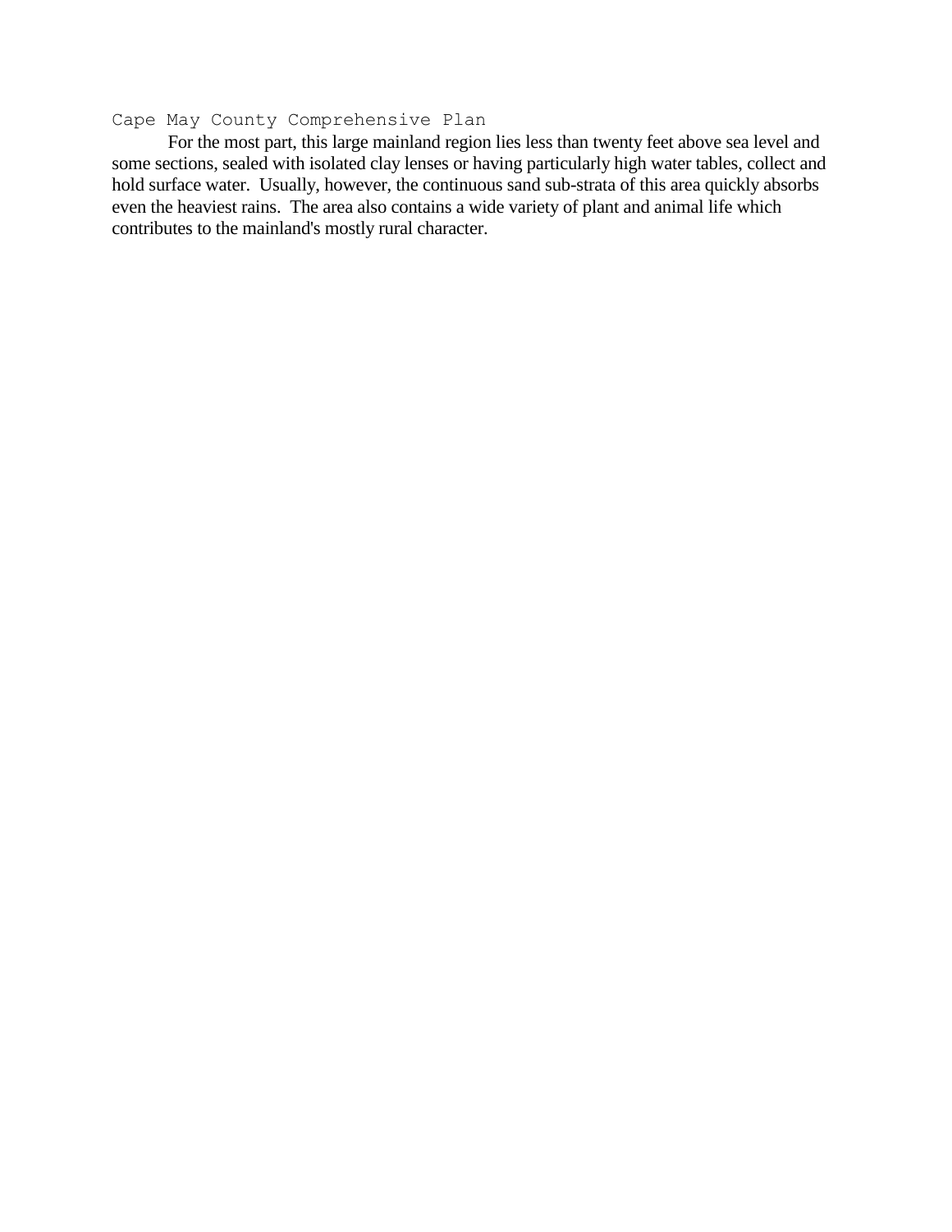For the most part, this large mainland region lies less than twenty feet above sea level and some sections, sealed with isolated clay lenses or having particularly high water tables, collect and hold surface water. Usually, however, the continuous sand sub-strata of this area quickly absorbs even the heaviest rains. The area also contains a wide variety of plant and animal life which contributes to the mainland's mostly rural character.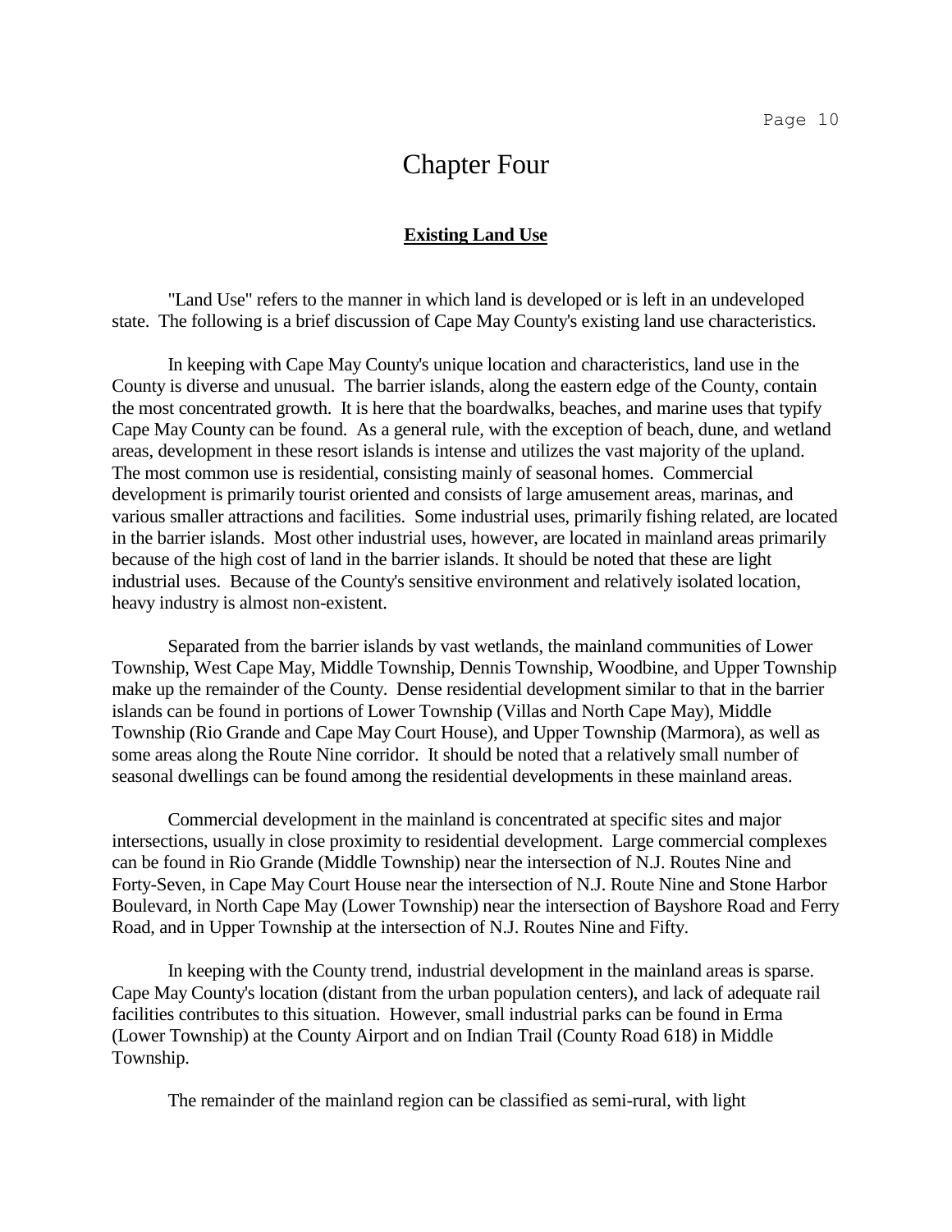# Chapter Four

## Existing Land Use

"Land Use" refers to the manner in which land is developed or is left in an undeveloped state. The following is a brief discussion of Cape May County's existing land use characteristics.

In keeping with Cape May County's unique location and characteristics, land use in the County is diverse and unusual. The barrier islands, along the eastern edge of the County, contain the most concentrated growth. It is here that the boardwalks, beaches, and marine uses that typify Cape May County can be found. As a general rule, with the exception of beach, dune, and wetland areas, development in these resort islands is intense and utilizes the vast majority of the upland. The most common use is residential, consisting mainly of seasonal homes. Commercial development is primarily tourist oriented and consists of large amusement areas, marinas, and various smaller attractions and facilities. Some industrial uses, primarily fishing related, are located in the barrier islands. Most other industrial uses, however, are located in mainland areas primarily because of the high cost of land in the barrier islands. It should be noted that these are light industrial uses. Because of the County's sensitive environment and relatively isolated location, heavy industry is almost non-existent.

Separated from the barrier islands by vast wetlands, the mainland communities of Lower Township, West Cape May, Middle Township, Dennis Township, Woodbine, and Upper Township make up the remainder of the County. Dense residential development similar to that in the barrier islands can be found in portions of Lower Township (Villas and North Cape May), Middle Township (Rio Grande and Cape May Court House), and Upper Township (Marmora), as well as some areas along the Route Nine corridor. It should be noted that a relatively small number of seasonal dwellings can be found among the residential developments in these mainland areas.

Commercial development in the mainland is concentrated at specific sites and major intersections, usually in close proximity to residential development. Large commercial complexes can be found in Rio Grande (Middle Township) near the intersection of N.J. Routes Nine and Forty-Seven, in Cape May Court House near the intersection of N.J. Route Nine and Stone Harbor Boulevard, in North Cape May (Lower Township) near the intersection of Bayshore Road and Ferry Road, and in Upper Township at the intersection of N.J. Routes Nine and Fifty.

In keeping with the County trend, industrial development in the mainland areas is sparse. Cape May County's location (distant from the urban population centers), and lack of adequate rail facilities contributes to this situation. However, small industrial parks can be found in Erma (Lower Township) at the County Airport and on Indian Trail (County Road 618) in Middle Township.

The remainder of the mainland region can be classified as semi-rural, with light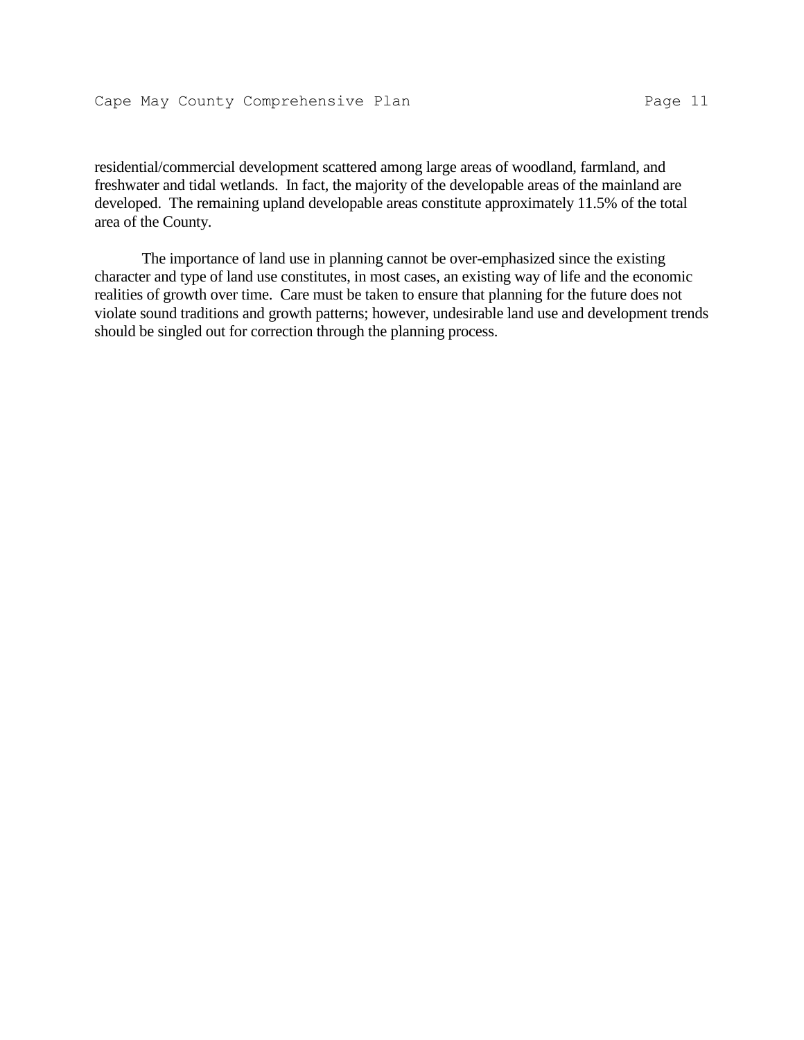residential/commercial development scattered among large areas of woodland, farmland, and freshwater and tidal wetlands. In fact, the majority of the developable areas of the mainland are developed. The remaining upland developable areas constitute approximately 11.5% of the total area of the County.

The importance of land use in planning cannot be over-emphasized since the existing character and type of land use constitutes, in most cases, an existing way of life and the economic realities of growth over time. Care must be taken to ensure that planning for the future does not violate sound traditions and growth patterns; however, undesirable land use and development trends should be singled out for correction through the planning process.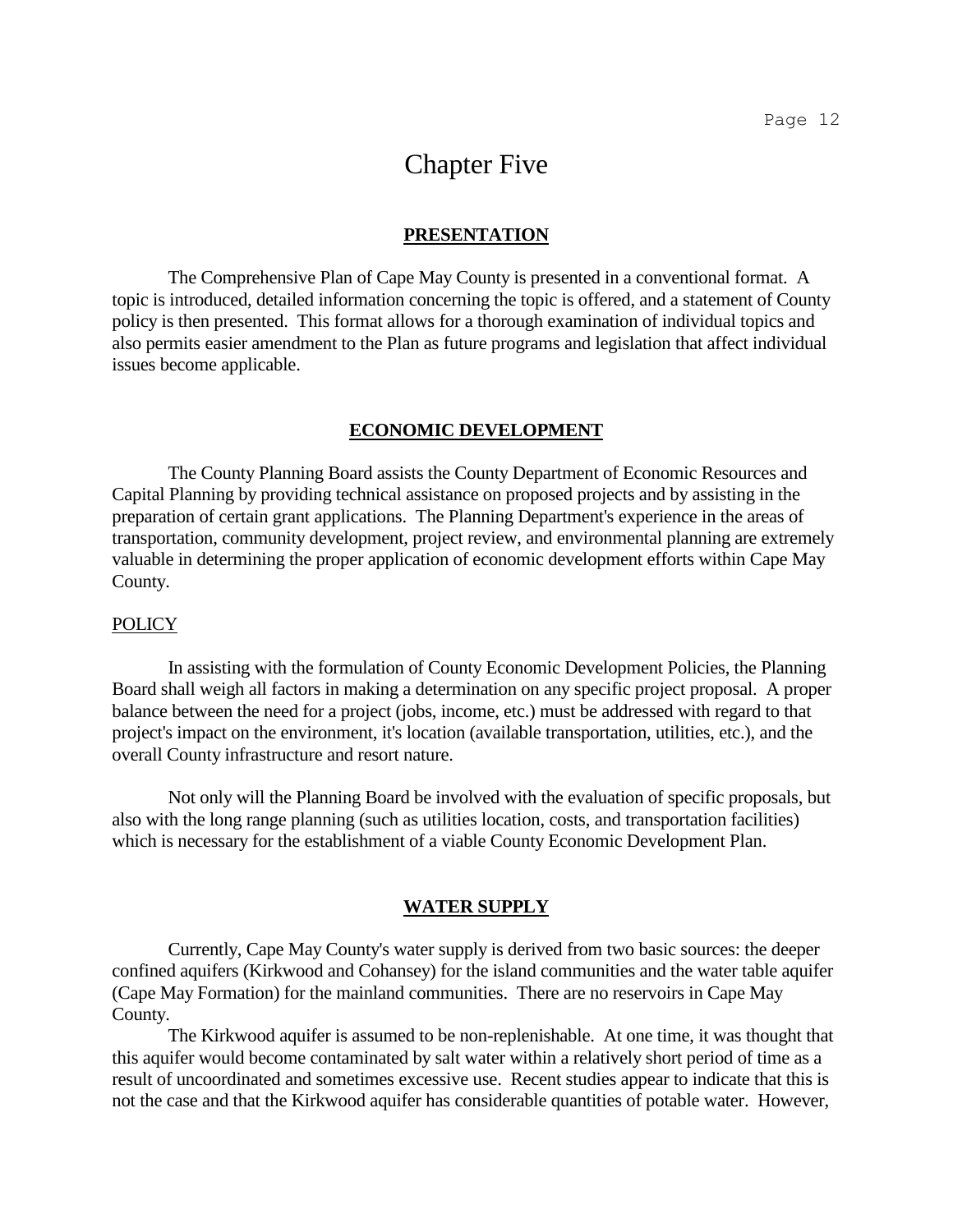# Chapter Five

## PRESENTATION

The Comprehensive Plan of Cape May County is presented in a conventional format. A topic is introduced, detailed information concerning the topic is offered, and a statement of County policy is then presented. This format allows for a thorough examination of individual topics and also permits easier amendment to the Plan as future programs and legislation that affect individual issues become applicable.

## ECONOMIC DEVELOPMENT

The County Planning Board assists the County Department of Economic Resources and Capital Planning by providing technical assistance on proposed projects and by assisting in the preparation of certain grant applications. The Planning Department's experience in the areas of transportation, community development, project review, and environmental planning are extremely valuable in determining the proper application of economic development efforts within Cape May County.

### POLICY

In assisting with the formulation of County Economic Development Policies, the Planning Board shall weigh all factors in making a determination on any specific project proposal. A proper balance between the need for a project (jobs, income, etc.) must be addressed with regard to that project's impact on the environment, it's location (available transportation, utilities, etc.), and the overall County infrastructure and resort nature.

Not only will the Planning Board be involved with the evaluation of specific proposals, but also with the long range planning (such as utilities location, costs, and transportation facilities) which is necessary for the establishment of a viable County Economic Development Plan.

## WATER SUPPLY

Currently, Cape May County's water supply is derived from two basic sources: the deeper confined aquifers (Kirkwood and Cohansey) for the island communities and the water table aquifer (Cape May Formation) for the mainland communities. There are no reservoirs in Cape May County.

The Kirkwood aquifer is assumed to be non-replenishable. At one time, it was thought that this aquifer would become contaminated by salt water within a relatively short period of time as a result of uncoordinated and sometimes excessive use. Recent studies appear to indicate that this is not the case and that the Kirkwood aquifer has considerable quantities of potable water. However,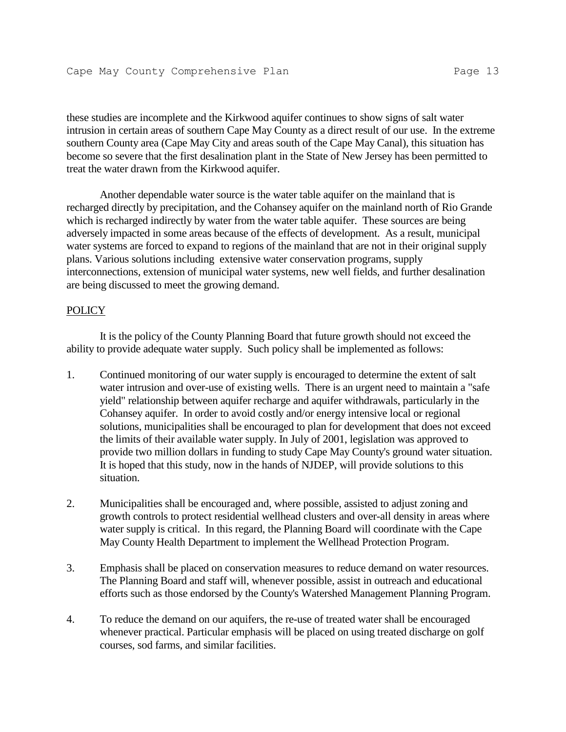these studies are incomplete and the Kirkwood aquifer continues to show signs of salt water intrusion in certain areas of southern Cape May County as a direct result of our use. In the extreme southern County area (Cape May City and areas south of the Cape May Canal), this situation has become so severe that the first desalination plant in the State of New Jersey has been permitted to treat the water drawn from the Kirkwood aquifer.

Another dependable water source is the water table aquifer on the mainland that is recharged directly by precipitation, and the Cohansey aquifer on the mainland north of Rio Grande which is recharged indirectly by water from the water table aquifer. These sources are being adversely impacted in some areas because of the effects of development. As a result, municipal water systems are forced to expand to regions of the mainland that are not in their original supply plans. Various solutions including extensive water conservation programs, supply interconnections, extension of municipal water systems, new well fields, and further desalination are being discussed to meet the growing demand.

POLICY

It is the policy of the County Planning Board that future growth should not exceed the ability to provide adequate water supply. Such policy shall be implemented as follows:

1. Continued monitoring of our water supply is encouraged to determine the extent of salt water intrusion and over-use of existing wells. There is an urgent need to maintain a "safe yield" relationship between aquifer recharge and aquifer withdrawals, particularly in the Cohansey aquifer. In order to avoid costly and/or energy intensive local or regional solutions, municipalities shall be encouraged to plan for development that does not exceed the limits of their available water supply. In July of 2001, legislation was approved to provide two million dollars in funding to study Cape May County's ground water situation. It is hoped that this study, now in the hands of NJDEP, will provide solutions to this situation.

2. Municipalities shall be encouraged and, where possible, assisted to adjust zoning and growth controls to protect residential wellhead clusters and over-all density in areas where water supply is critical. In this regard, the Planning Board will coordinate with the Cape May County Health Department to implement the Wellhead Protection Program.

3. Emphasis shall be placed on conservation measures to reduce demand on water resources. The Planning Board and staff will, whenever possible, assist in outreach and educational efforts such as those endorsed by the County's Watershed Management Planning Program.

4. To reduce the demand on our aquifers, the re-use of treated water shall be encouraged whenever practical. Particular emphasis will be placed on using treated discharge on golf courses, sod farms, and similar facilities.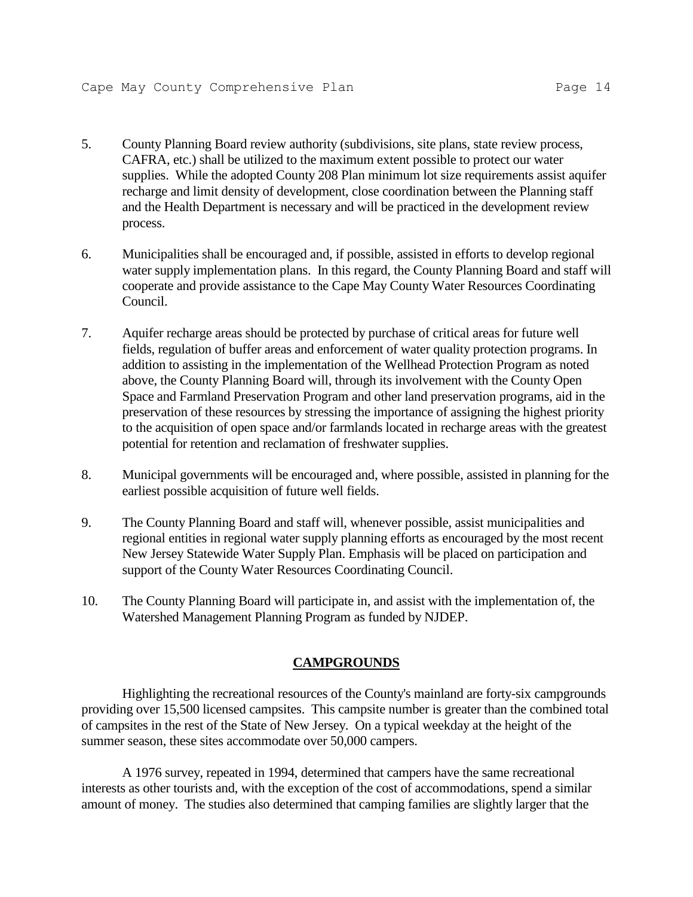5. County Planning Board review authority (subdivisions, site plans, state review process, CAFRA, etc.) shall be utilized to the maximum extent possible to protect our water supplies. While the adopted County 208 Plan minimum lot size requirements assist aquifer recharge and limit density of development, close coordination between the Planning staff and the Health Department is necessary and will be practiced in the development review process.

6. Municipalities shall be encouraged and, if possible, assisted in efforts to develop regional water supply implementation plans. In this regard, the County Planning Board and staff will cooperate and provide assistance to the Cape May County Water Resources Coordinating Council.

7. Aquifer recharge areas should be protected by purchase of critical areas for future well fields, regulation of buffer areas and enforcement of water quality protection programs. In addition to assisting in the implementation of the Wellhead Protection Program as noted above, the County Planning Board will, through its involvement with the County Open Space and Farmland Preservation Program and other land preservation programs, aid in the preservation of these resources by stressing the importance of assigning the highest priority to the acquisition of open space and/or farmlands located in recharge areas with the greatest potential for retention and reclamation of freshwater supplies.

8. Municipal governments will be encouraged and, where possible, assisted in planning for the earliest possible acquisition of future well fields.

9. The County Planning Board and staff will, whenever possible, assist municipalities and regional entities in regional water supply planning efforts as encouraged by the most recent New Jersey Statewide Water Supply Plan. Emphasis will be placed on participation and support of the County Water Resources Coordinating Council.

10. The County Planning Board will participate in, and assist with the implementation of, the Watershed Management Planning Program as funded by NJDEP.

## CAMPGROUNDS

Highlighting the recreational resources of the County's mainland are forty-six campgrounds providing over 15,500 licensed campsites. This campsite number is greater than the combined total of campsites in the rest of the State of New Jersey. On a typical weekday at the height of the summer season, these sites accommodate over 50,000 campers.

A 1976 survey, repeated in 1994, determined that campers have the same recreational interests as other tourists and, with the exception of the cost of accommodations, spend a similar amount of money. The studies also determined that camping families are slightly larger that the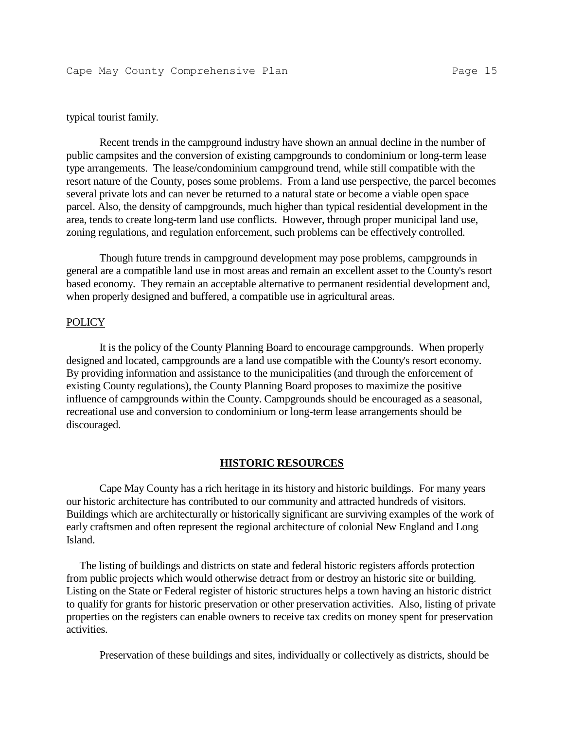typical tourist family.

Recent trends in the campground industry have shown an annual decline in the number of public campsites and the conversion of existing campgrounds to condominium or long-term lease type arrangements. The lease/condominium campground trend, while still compatible with the resort nature of the County, poses some problems. From a land use perspective, the parcel becomes several private lots and can never be returned to a natural state or become a viable open space parcel. Also, the density of campgrounds, much higher than typical residential development in the area, tends to create long-term land use conflicts. However, through proper municipal land use, zoning regulations, and regulation enforcement, such problems can be effectively controlled.

Though future trends in campground development may pose problems, campgrounds in general are a compatible land use in most areas and remain an excellent asset to the County's resort based economy. They remain an acceptable alternative to permanent residential development and, when properly designed and buffered, a compatible use in agricultural areas.

POLICY

It is the policy of the County Planning Board to encourage campgrounds. When properly designed and located, campgrounds are a land use compatible with the County's resort economy. By providing information and assistance to the municipalities (and through the enforcement of existing County regulations), the County Planning Board proposes to maximize the positive influence of campgrounds within the County. Campgrounds should be encouraged as a seasonal, recreational use and conversion to condominium or long-term lease arrangements should be discouraged.

## HISTORIC RESOURCES

Cape May County has a rich heritage in its history and historic buildings. For many years our historic architecture has contributed to our community and attracted hundreds of visitors. Buildings which are architecturally or historically significant are surviving examples of the work of early craftsmen and often represent the regional architecture of colonial New England and Long Island.

The listing of buildings and districts on state and federal historic registers affords protection from public projects which would otherwise detract from or destroy an historic site or building. Listing on the State or Federal register of historic structures helps a town having an historic district to qualify for grants for historic preservation or other preservation activities. Also, listing of private properties on the registers can enable owners to receive tax credits on money spent for preservation activities.

Preservation of these buildings and sites, individually or collectively as districts, should be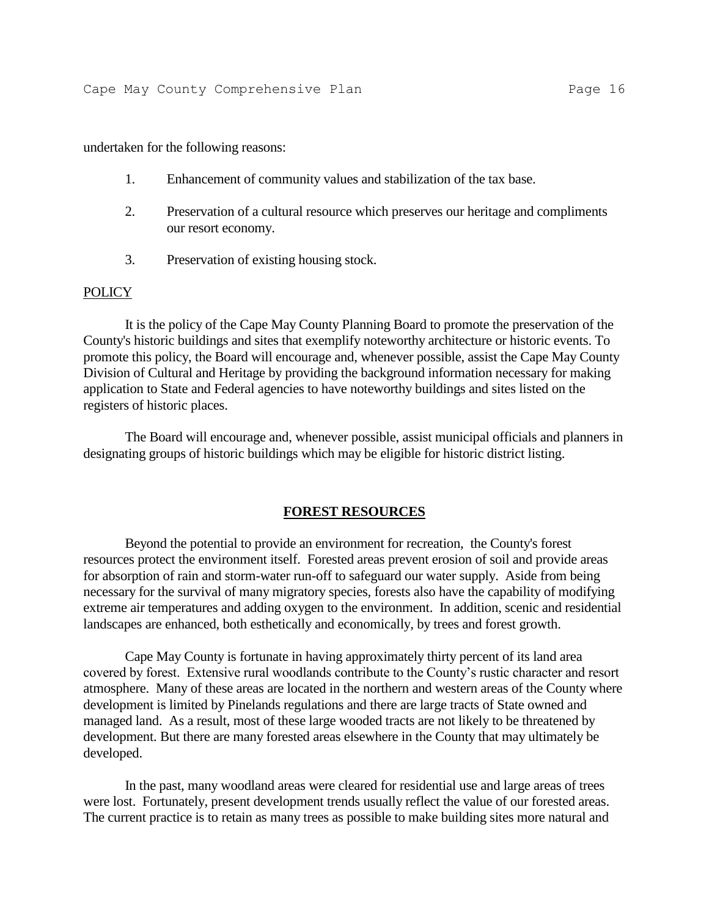undertaken for the following reasons:

1. Enhancement of community values and stabilization of the tax base.

2. Preservation of a cultural resource which preserves our heritage and compliments our resort economy.

3. Preservation of existing housing stock.

POLICY

It is the policy of the Cape May County Planning Board to promote the preservation of the County's historic buildings and sites that exemplify noteworthy architecture or historic events. To promote this policy, the Board will encourage and, whenever possible, assist the Cape May County Division of Cultural and Heritage by providing the background information necessary for making application to State and Federal agencies to have noteworthy buildings and sites listed on the registers of historic places.

The Board will encourage and, whenever possible, assist municipal officials and planners in designating groups of historic buildings which may be eligible for historic district listing.

## FOREST RESOURCES

Beyond the potential to provide an environment for recreation, the County's forest resources protect the environment itself. Forested areas prevent erosion of soil and provide areas for absorption of rain and storm-water run-off to safeguard our water supply. Aside from being necessary for the survival of many migratory species, forests also have the capability of modifying extreme air temperatures and adding oxygen to the environment. In addition, scenic and residential landscapes are enhanced, both esthetically and economically, by trees and forest growth.

Cape May County is fortunate in having approximately thirty percent of its land area covered by forest. Extensive rural woodlands contribute to the County's rustic character and resort atmosphere. Many of these areas are located in the northern and western areas of the County where development is limited by Pinelands regulations and there are large tracts of State owned and managed land. As a result, most of these large wooded tracts are not likely to be threatened by development. But there are many forested areas elsewhere in the County that may ultimately be developed.

In the past, many woodland areas were cleared for residential use and large areas of trees were lost. Fortunately, present development trends usually reflect the value of our forested areas. The current practice is to retain as many trees as possible to make building sites more natural and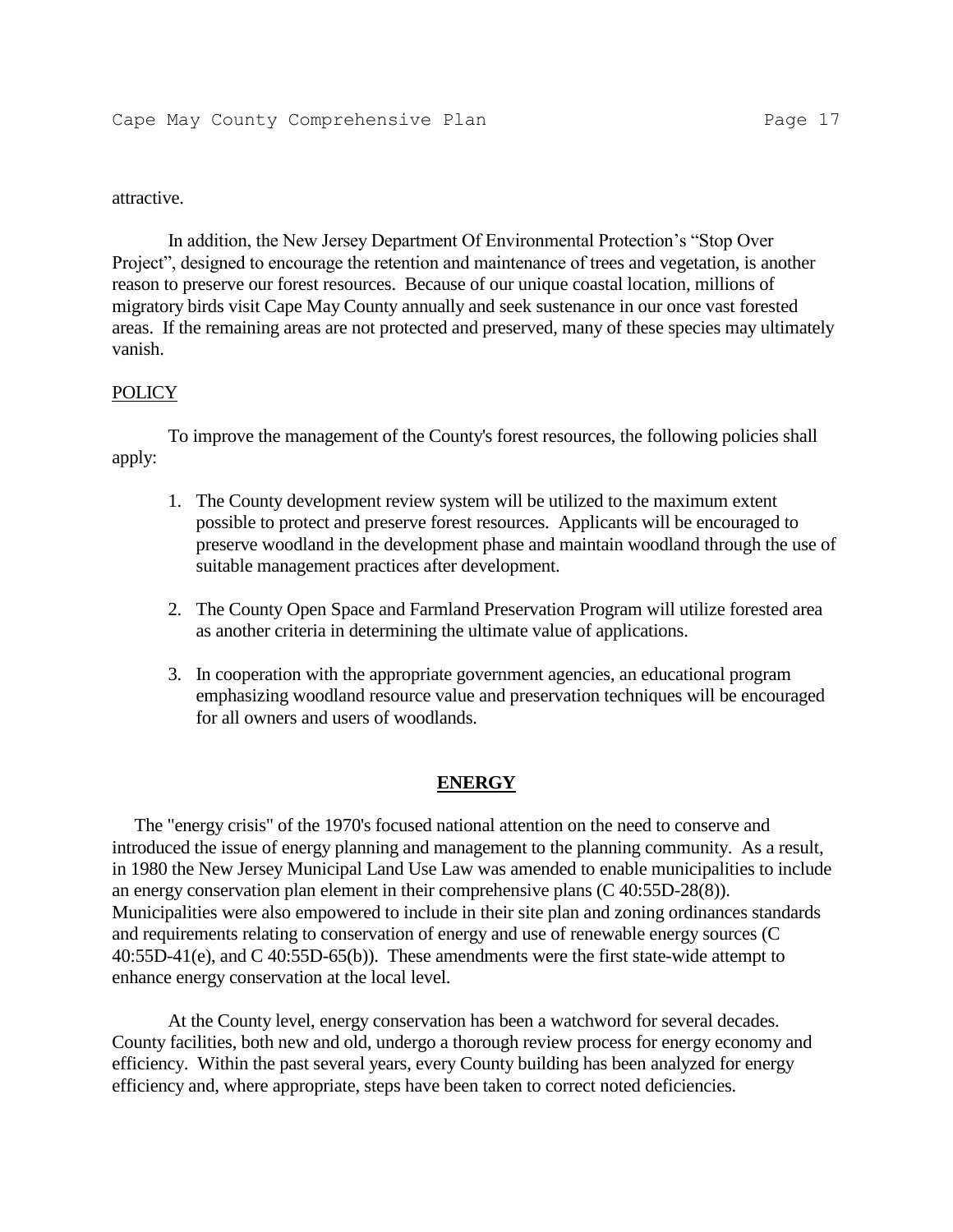attractive.

In addition, the New Jersey Department Of Environmental Protection's "Stop Over Project", designed to encourage the retention and maintenance of trees and vegetation, is another reason to preserve our forest resources. Because of our unique coastal location, millions of migratory birds visit Cape May County annually and seek sustenance in our once vast forested areas. If the remaining areas are not protected and preserved, many of these species may ultimately vanish.

POLICY

To improve the management of the County's forest resources, the following policies shall apply:

1. The County development review system will be utilized to the maximum extent possible to protect and preserve forest resources. Applicants will be encouraged to preserve woodland in the development phase and maintain woodland through the use of suitable management practices after development.

2. The County Open Space and Farmland Preservation Program will utilize forested area as another criteria in determining the ultimate value of applications.

3. In cooperation with the appropriate government agencies, an educational program emphasizing woodland resource value and preservation techniques will be encouraged for all owners and users of woodlands.

## ENERGY

The "energy crisis" of the 1970's focused national attention on the need to conserve and introduced the issue of energy planning and management to the planning community. As a result, in 1980 the New Jersey Municipal Land Use Law was amended to enable municipalities to include an energy conservation plan element in their comprehensive plans (C 40:55D-28(8)). Municipalities were also empowered to include in their site plan and zoning ordinances standards and requirements relating to conservation of energy and use of renewable energy sources (C 40:55D-41(e), and C 40:55D-65(b)). These amendments were the first state-wide attempt to enhance energy conservation at the local level.

At the County level, energy conservation has been a watchword for several decades. County facilities, both new and old, undergo a thorough review process for energy economy and efficiency. Within the past several years, every County building has been analyzed for energy efficiency and, where appropriate, steps have been taken to correct noted deficiencies.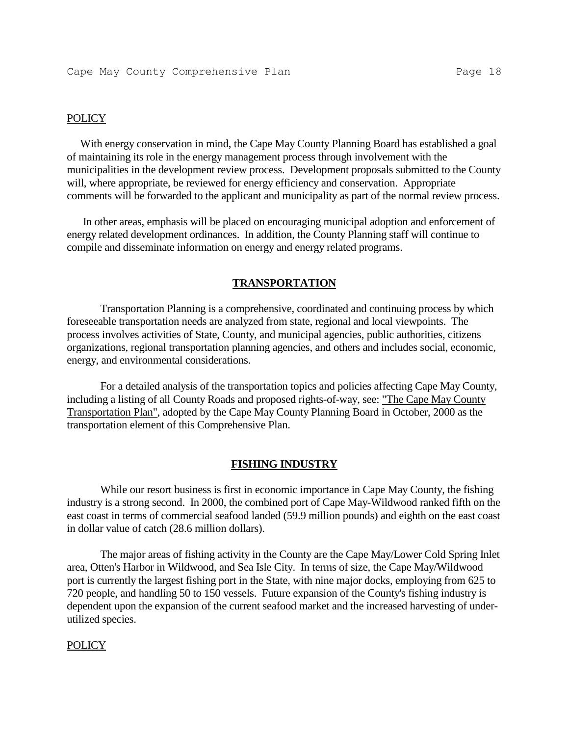POLICY

With energy conservation in mind, the Cape May County Planning Board has established a goal of maintaining its role in the energy management process through involvement with the municipalities in the development review process. Development proposals submitted to the County will, where appropriate, be reviewed for energy efficiency and conservation. Appropriate comments will be forwarded to the applicant and municipality as part of the normal review process.

In other areas, emphasis will be placed on encouraging municipal adoption and enforcement of energy related development ordinances. In addition, the County Planning staff will continue to compile and disseminate information on energy and energy related programs.

## TRANSPORTATION

Transportation Planning is a comprehensive, coordinated and continuing process by which foreseeable transportation needs are analyzed from state, regional and local viewpoints. The process involves activities of State, County, and municipal agencies, public authorities, citizens organizations, regional transportation planning agencies, and others and includes social, economic, energy, and environmental considerations.

For a detailed analysis of the transportation topics and policies affecting Cape May County, including a listing of all County Roads and proposed rights-of-way, see: "The Cape May County Transportation Plan", adopted by the Cape May County Planning Board in October, 2000 as the transportation element of this Comprehensive Plan.

## FISHING INDUSTRY

While our resort business is first in economic importance in Cape May County, the fishing industry is a strong second. In 2000, the combined port of Cape May-Wildwood ranked fifth on the east coast in terms of commercial seafood landed (59.9 million pounds) and eighth on the east coast in dollar value of catch (28.6 million dollars).

The major areas of fishing activity in the County are the Cape May/Lower Cold Spring Inlet area, Otten's Harbor in Wildwood, and Sea Isle City. In terms of size, the Cape May/Wildwood port is currently the largest fishing port in the State, with nine major docks, employing from 625 to 720 people, and handling 50 to 150 vessels. Future expansion of the County's fishing industry is dependent upon the expansion of the current seafood market and the increased harvesting of under-utilized species.

POLICY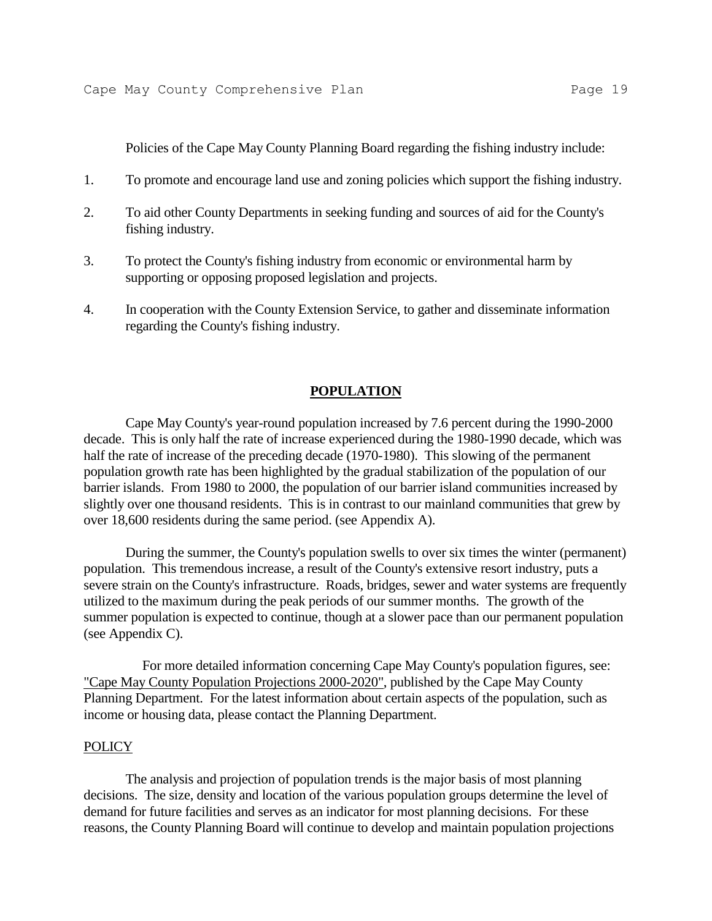Policies of the Cape May County Planning Board regarding the fishing industry include:

1. To promote and encourage land use and zoning policies which support the fishing industry.
2. To aid other County Departments in seeking funding and sources of aid for the County's fishing industry.
3. To protect the County's fishing industry from economic or environmental harm by supporting or opposing proposed legislation and projects.
4. In cooperation with the County Extension Service, to gather and disseminate information regarding the County's fishing industry.

## POPULATION

Cape May County's year-round population increased by 7.6 percent during the 1990-2000 decade. This is only half the rate of increase experienced during the 1980-1990 decade, which was half the rate of increase of the preceding decade (1970-1980). This slowing of the permanent population growth rate has been highlighted by the gradual stabilization of the population of our barrier islands. From 1980 to 2000, the population of our barrier island communities increased by slightly over one thousand residents. This is in contrast to our mainland communities that grew by over 18,600 residents during the same period. (see Appendix A).

During the summer, the County's population swells to over six times the winter (permanent) population. This tremendous increase, a result of the County's extensive resort industry, puts a severe strain on the County's infrastructure. Roads, bridges, sewer and water systems are frequently utilized to the maximum during the peak periods of our summer months. The growth of the summer population is expected to continue, though at a slower pace than our permanent population (see Appendix C).

For more detailed information concerning Cape May County's population figures, see: "Cape May County Population Projections 2000-2020", published by the Cape May County Planning Department. For the latest information about certain aspects of the population, such as income or housing data, please contact the Planning Department.

### POLICY

The analysis and projection of population trends is the major basis of most planning decisions. The size, density and location of the various population groups determine the level of demand for future facilities and serves as an indicator for most planning decisions. For these reasons, the County Planning Board will continue to develop and maintain population projections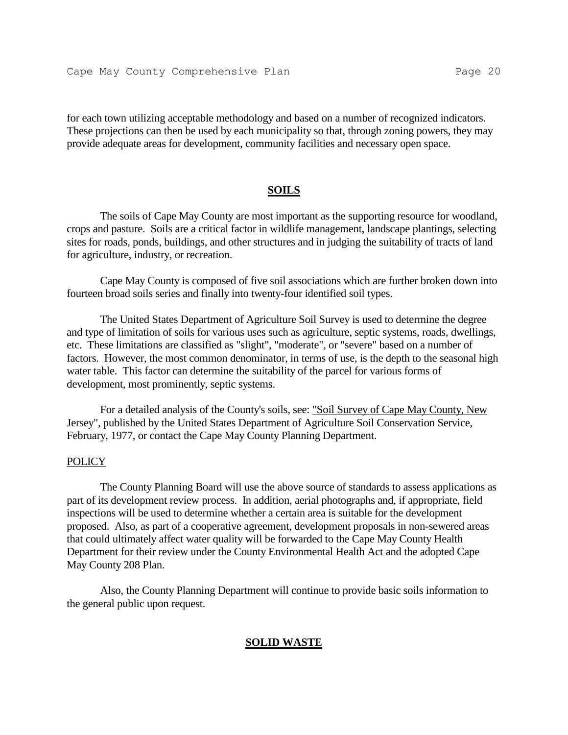for each town utilizing acceptable methodology and based on a number of recognized indicators. These projections can then be used by each municipality so that, through zoning powers, they may provide adequate areas for development, community facilities and necessary open space.

## SOILS

The soils of Cape May County are most important as the supporting resource for woodland, crops and pasture. Soils are a critical factor in wildlife management, landscape plantings, selecting sites for roads, ponds, buildings, and other structures and in judging the suitability of tracts of land for agriculture, industry, or recreation.

Cape May County is composed of five soil associations which are further broken down into fourteen broad soils series and finally into twenty-four identified soil types.

The United States Department of Agriculture Soil Survey is used to determine the degree and type of limitation of soils for various uses such as agriculture, septic systems, roads, dwellings, etc. These limitations are classified as "slight", "moderate", or "severe" based on a number of factors. However, the most common denominator, in terms of use, is the depth to the seasonal high water table. This factor can determine the suitability of the parcel for various forms of development, most prominently, septic systems.

For a detailed analysis of the County's soils, see: "Soil Survey of Cape May County, New Jersey", published by the United States Department of Agriculture Soil Conservation Service, February, 1977, or contact the Cape May County Planning Department.

### POLICY

The County Planning Board will use the above source of standards to assess applications as part of its development review process. In addition, aerial photographs and, if appropriate, field inspections will be used to determine whether a certain area is suitable for the development proposed. Also, as part of a cooperative agreement, development proposals in non-sewered areas that could ultimately affect water quality will be forwarded to the Cape May County Health Department for their review under the County Environmental Health Act and the adopted Cape May County 208 Plan.

Also, the County Planning Department will continue to provide basic soils information to the general public upon request.

## SOLID WASTE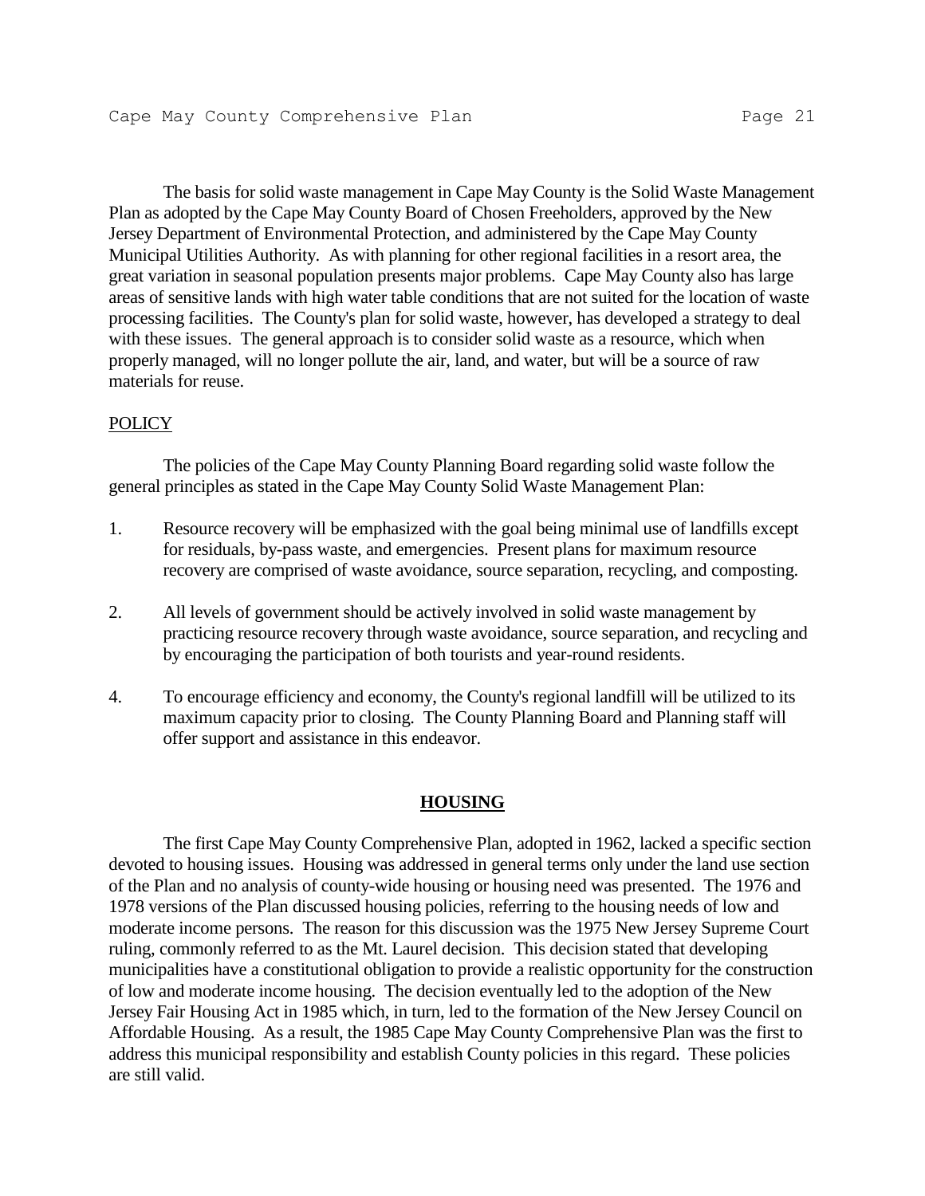The basis for solid waste management in Cape May County is the Solid Waste Management Plan as adopted by the Cape May County Board of Chosen Freeholders, approved by the New Jersey Department of Environmental Protection, and administered by the Cape May County Municipal Utilities Authority. As with planning for other regional facilities in a resort area, the great variation in seasonal population presents major problems. Cape May County also has large areas of sensitive lands with high water table conditions that are not suited for the location of waste processing facilities. The County's plan for solid waste, however, has developed a strategy to deal with these issues. The general approach is to consider solid waste as a resource, which when properly managed, will no longer pollute the air, land, and water, but will be a source of raw materials for reuse.

POLICY

The policies of the Cape May County Planning Board regarding solid waste follow the general principles as stated in the Cape May County Solid Waste Management Plan:

1. Resource recovery will be emphasized with the goal being minimal use of landfills except for residuals, by-pass waste, and emergencies. Present plans for maximum resource recovery are comprised of waste avoidance, source separation, recycling, and composting.

2. All levels of government should be actively involved in solid waste management by practicing resource recovery through waste avoidance, source separation, and recycling and by encouraging the participation of both tourists and year-round residents.

4. To encourage efficiency and economy, the County's regional landfill will be utilized to its maximum capacity prior to closing. The County Planning Board and Planning staff will offer support and assistance in this endeavor.

## HOUSING

The first Cape May County Comprehensive Plan, adopted in 1962, lacked a specific section devoted to housing issues. Housing was addressed in general terms only under the land use section of the Plan and no analysis of county-wide housing or housing need was presented. The 1976 and 1978 versions of the Plan discussed housing policies, referring to the housing needs of low and moderate income persons. The reason for this discussion was the 1975 New Jersey Supreme Court ruling, commonly referred to as the Mt. Laurel decision. This decision stated that developing municipalities have a constitutional obligation to provide a realistic opportunity for the construction of low and moderate income housing. The decision eventually led to the adoption of the New Jersey Fair Housing Act in 1985 which, in turn, led to the formation of the New Jersey Council on Affordable Housing. As a result, the 1985 Cape May County Comprehensive Plan was the first to address this municipal responsibility and establish County policies in this regard. These policies are still valid.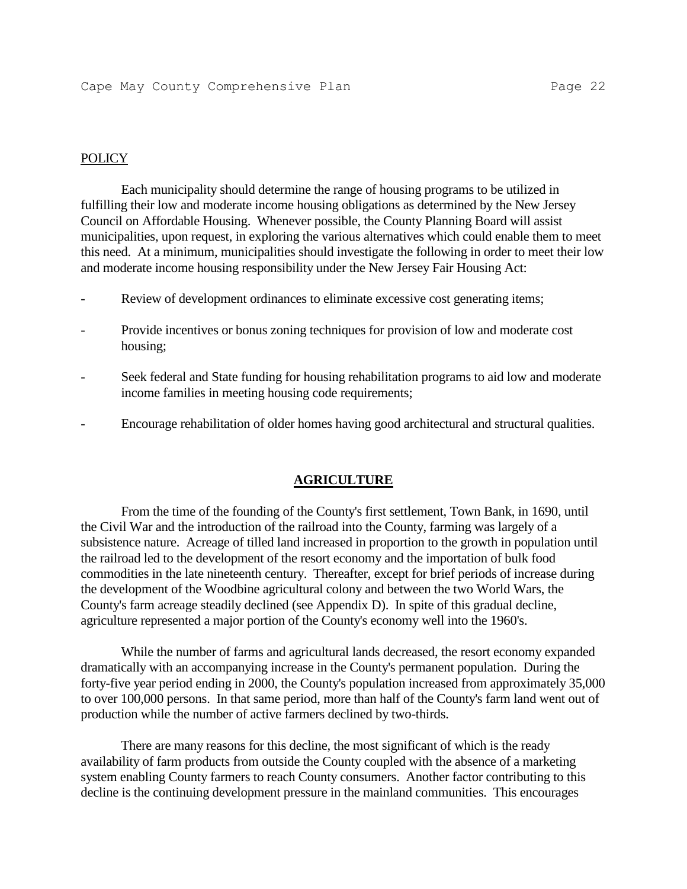POLICY

Each municipality should determine the range of housing programs to be utilized in fulfilling their low and moderate income housing obligations as determined by the New Jersey Council on Affordable Housing. Whenever possible, the County Planning Board will assist municipalities, upon request, in exploring the various alternatives which could enable them to meet this need. At a minimum, municipalities should investigate the following in order to meet their low and moderate income housing responsibility under the New Jersey Fair Housing Act:

- Review of development ordinances to eliminate excessive cost generating items;
- Provide incentives or bonus zoning techniques for provision of low and moderate cost housing;
- Seek federal and State funding for housing rehabilitation programs to aid low and moderate income families in meeting housing code requirements;
- Encourage rehabilitation of older homes having good architectural and structural qualities.

## AGRICULTURE

From the time of the founding of the County's first settlement, Town Bank, in 1690, until the Civil War and the introduction of the railroad into the County, farming was largely of a subsistence nature. Acreage of tilled land increased in proportion to the growth in population until the railroad led to the development of the resort economy and the importation of bulk food commodities in the late nineteenth century. Thereafter, except for brief periods of increase during the development of the Woodbine agricultural colony and between the two World Wars, the County's farm acreage steadily declined (see Appendix D). In spite of this gradual decline, agriculture represented a major portion of the County's economy well into the 1960's.

While the number of farms and agricultural lands decreased, the resort economy expanded dramatically with an accompanying increase in the County's permanent population. During the forty-five year period ending in 2000, the County's population increased from approximately 35,000 to over 100,000 persons. In that same period, more than half of the County's farm land went out of production while the number of active farmers declined by two-thirds.

There are many reasons for this decline, the most significant of which is the ready availability of farm products from outside the County coupled with the absence of a marketing system enabling County farmers to reach County consumers. Another factor contributing to this decline is the continuing development pressure in the mainland communities. This encourages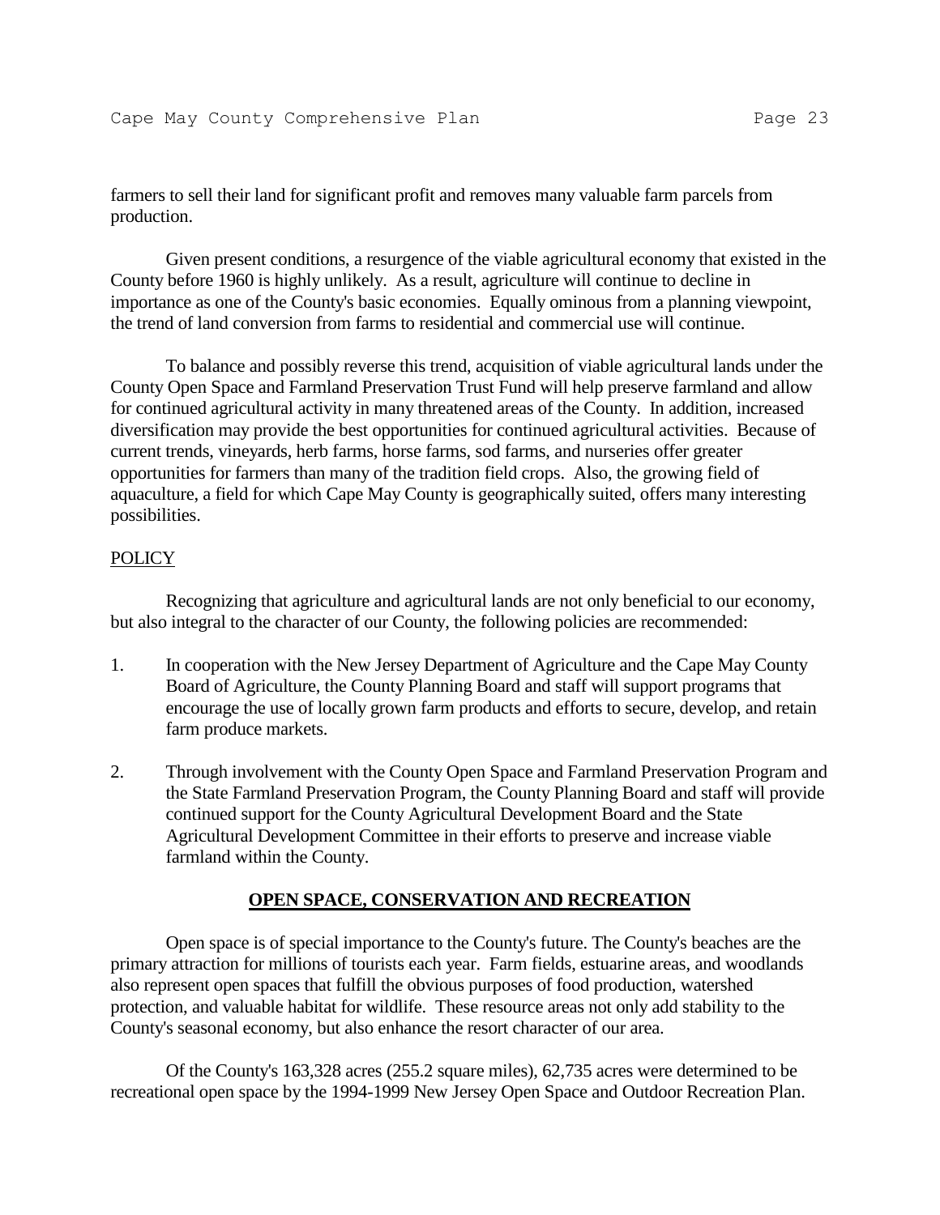farmers to sell their land for significant profit and removes many valuable farm parcels from production.

Given present conditions, a resurgence of the viable agricultural economy that existed in the County before 1960 is highly unlikely. As a result, agriculture will continue to decline in importance as one of the County's basic economies. Equally ominous from a planning viewpoint, the trend of land conversion from farms to residential and commercial use will continue.

To balance and possibly reverse this trend, acquisition of viable agricultural lands under the County Open Space and Farmland Preservation Trust Fund will help preserve farmland and allow for continued agricultural activity in many threatened areas of the County. In addition, increased diversification may provide the best opportunities for continued agricultural activities. Because of current trends, vineyards, herb farms, horse farms, sod farms, and nurseries offer greater opportunities for farmers than many of the tradition field crops. Also, the growing field of aquaculture, a field for which Cape May County is geographically suited, offers many interesting possibilities.

POLICY

Recognizing that agriculture and agricultural lands are not only beneficial to our economy, but also integral to the character of our County, the following policies are recommended:

1. In cooperation with the New Jersey Department of Agriculture and the Cape May County Board of Agriculture, the County Planning Board and staff will support programs that encourage the use of locally grown farm products and efforts to secure, develop, and retain farm produce markets.

2. Through involvement with the County Open Space and Farmland Preservation Program and the State Farmland Preservation Program, the County Planning Board and staff will provide continued support for the County Agricultural Development Board and the State Agricultural Development Committee in their efforts to preserve and increase viable farmland within the County.

## OPEN SPACE, CONSERVATION AND RECREATION

Open space is of special importance to the County's future. The County's beaches are the primary attraction for millions of tourists each year. Farm fields, estuarine areas, and woodlands also represent open spaces that fulfill the obvious purposes of food production, watershed protection, and valuable habitat for wildlife. These resource areas not only add stability to the County's seasonal economy, but also enhance the resort character of our area.

Of the County's 163,328 acres (255.2 square miles), 62,735 acres were determined to be recreational open space by the 1994-1999 New Jersey Open Space and Outdoor Recreation Plan.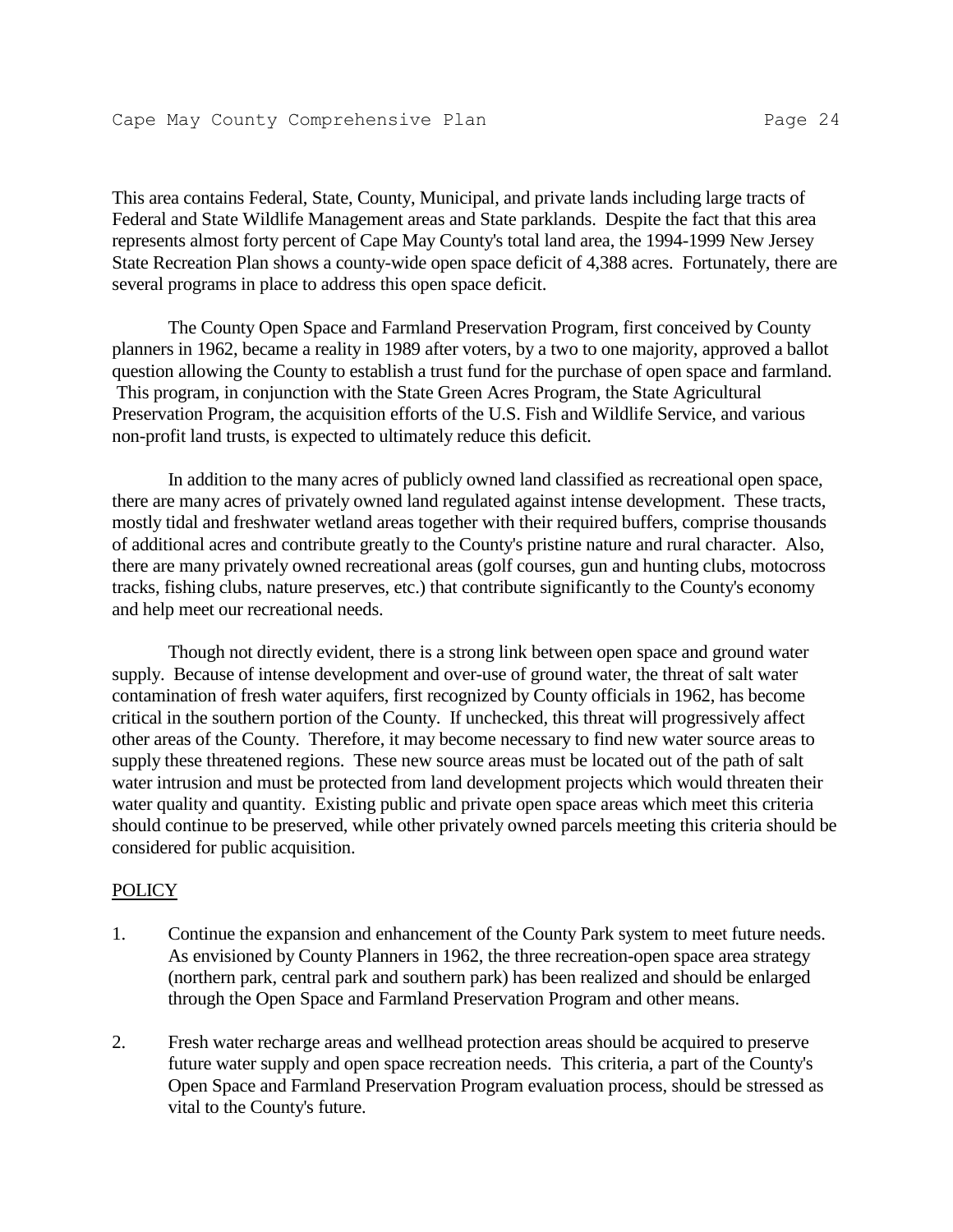This area contains Federal, State, County, Municipal, and private lands including large tracts of Federal and State Wildlife Management areas and State parklands. Despite the fact that this area represents almost forty percent of Cape May County's total land area, the 1994-1999 New Jersey State Recreation Plan shows a county-wide open space deficit of 4,388 acres. Fortunately, there are several programs in place to address this open space deficit.

The County Open Space and Farmland Preservation Program, first conceived by County planners in 1962, became a reality in 1989 after voters, by a two to one majority, approved a ballot question allowing the County to establish a trust fund for the purchase of open space and farmland. This program, in conjunction with the State Green Acres Program, the State Agricultural Preservation Program, the acquisition efforts of the U.S. Fish and Wildlife Service, and various non-profit land trusts, is expected to ultimately reduce this deficit.

In addition to the many acres of publicly owned land classified as recreational open space, there are many acres of privately owned land regulated against intense development. These tracts, mostly tidal and freshwater wetland areas together with their required buffers, comprise thousands of additional acres and contribute greatly to the County's pristine nature and rural character. Also, there are many privately owned recreational areas (golf courses, gun and hunting clubs, motocross tracks, fishing clubs, nature preserves, etc.) that contribute significantly to the County's economy and help meet our recreational needs.

Though not directly evident, there is a strong link between open space and ground water supply. Because of intense development and over-use of ground water, the threat of salt water contamination of fresh water aquifers, first recognized by County officials in 1962, has become critical in the southern portion of the County. If unchecked, this threat will progressively affect other areas of the County. Therefore, it may become necessary to find new water source areas to supply these threatened regions. These new source areas must be located out of the path of salt water intrusion and must be protected from land development projects which would threaten their water quality and quantity. Existing public and private open space areas which meet this criteria should continue to be preserved, while other privately owned parcels meeting this criteria should be considered for public acquisition.

POLICY

1. Continue the expansion and enhancement of the County Park system to meet future needs. As envisioned by County Planners in 1962, the three recreation-open space area strategy (northern park, central park and southern park) has been realized and should be enlarged through the Open Space and Farmland Preservation Program and other means.

2. Fresh water recharge areas and wellhead protection areas should be acquired to preserve future water supply and open space recreation needs. This criteria, a part of the County's Open Space and Farmland Preservation Program evaluation process, should be stressed as vital to the County's future.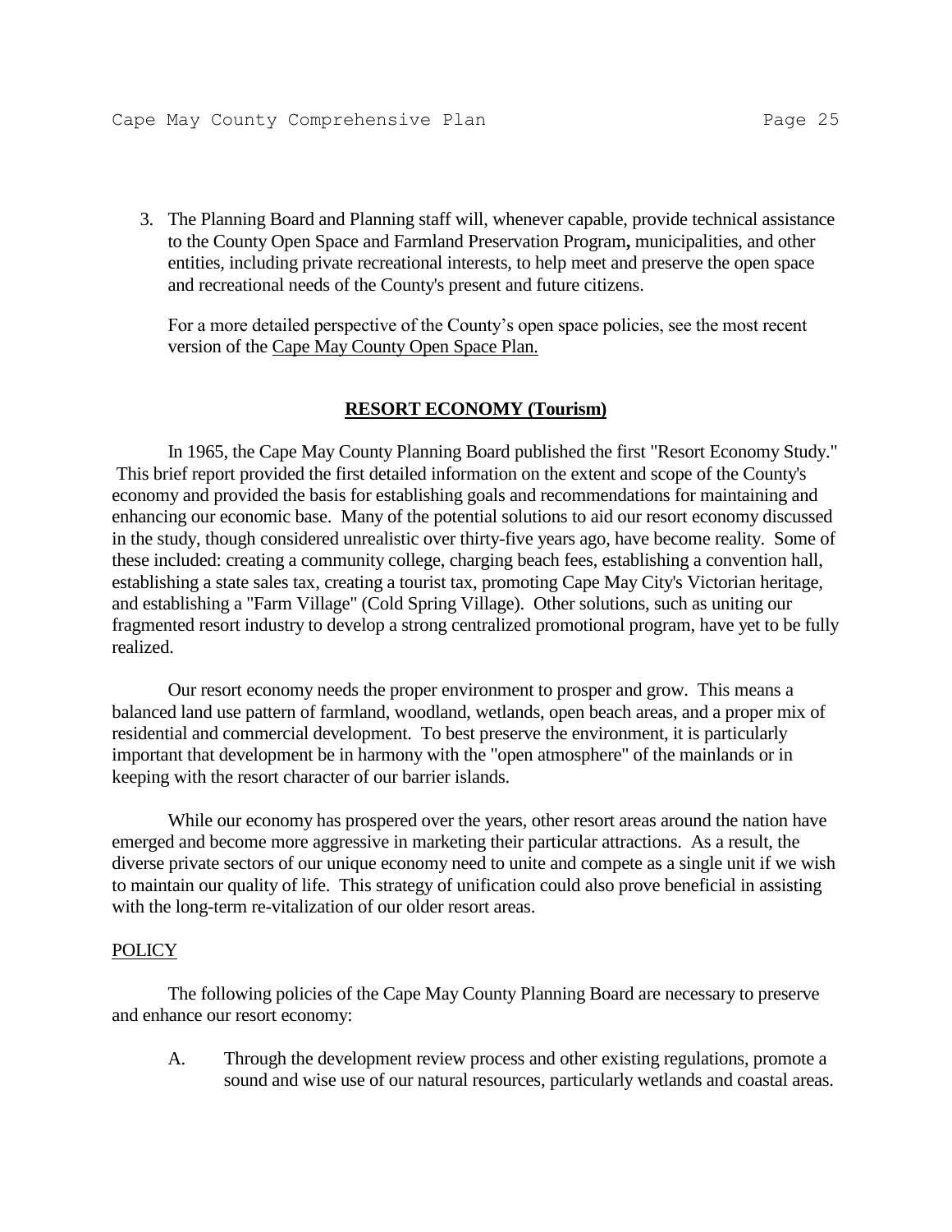3. The Planning Board and Planning staff will, whenever capable, provide technical assistance to the County Open Space and Farmland Preservation Program**,** municipalities, and other entities, including private recreational interests, to help meet and preserve the open space and recreational needs of the County's present and future citizens.

   For a more detailed perspective of the County's open space policies, see the most recent version of the <u>Cape May County Open Space Plan.</u>

## RESORT ECONOMY (Tourism)

In 1965, the Cape May County Planning Board published the first "Resort Economy Study." This brief report provided the first detailed information on the extent and scope of the County's economy and provided the basis for establishing goals and recommendations for maintaining and enhancing our economic base. Many of the potential solutions to aid our resort economy discussed in the study, though considered unrealistic over thirty-five years ago, have become reality. Some of these included: creating a community college, charging beach fees, establishing a convention hall, establishing a state sales tax, creating a tourist tax, promoting Cape May City's Victorian heritage, and establishing a "Farm Village" (Cold Spring Village). Other solutions, such as uniting our fragmented resort industry to develop a strong centralized promotional program, have yet to be fully realized.

Our resort economy needs the proper environment to prosper and grow. This means a balanced land use pattern of farmland, woodland, wetlands, open beach areas, and a proper mix of residential and commercial development. To best preserve the environment, it is particularly important that development be in harmony with the "open atmosphere" of the mainlands or in keeping with the resort character of our barrier islands.

While our economy has prospered over the years, other resort areas around the nation have emerged and become more aggressive in marketing their particular attractions. As a result, the diverse private sectors of our unique economy need to unite and compete as a single unit if we wish to maintain our quality of life. This strategy of unification could also prove beneficial in assisting with the long-term re-vitalization of our older resort areas.

<u>POLICY</u>

The following policies of the Cape May County Planning Board are necessary to preserve and enhance our resort economy:

A. Through the development review process and other existing regulations, promote a sound and wise use of our natural resources, particularly wetlands and coastal areas.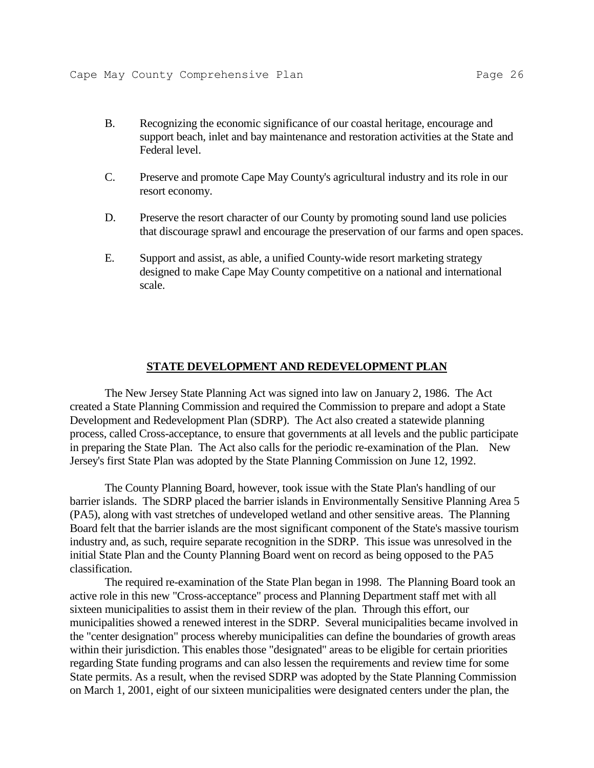B. Recognizing the economic significance of our coastal heritage, encourage and support beach, inlet and bay maintenance and restoration activities at the State and Federal level.

C. Preserve and promote Cape May County's agricultural industry and its role in our resort economy.

D. Preserve the resort character of our County by promoting sound land use policies that discourage sprawl and encourage the preservation of our farms and open spaces.

E. Support and assist, as able, a unified County-wide resort marketing strategy designed to make Cape May County competitive on a national and international scale.

## STATE DEVELOPMENT AND REDEVELOPMENT PLAN

The New Jersey State Planning Act was signed into law on January 2, 1986. The Act created a State Planning Commission and required the Commission to prepare and adopt a State Development and Redevelopment Plan (SDRP). The Act also created a statewide planning process, called Cross-acceptance, to ensure that governments at all levels and the public participate in preparing the State Plan. The Act also calls for the periodic re-examination of the Plan. New Jersey's first State Plan was adopted by the State Planning Commission on June 12, 1992.

The County Planning Board, however, took issue with the State Plan's handling of our barrier islands. The SDRP placed the barrier islands in Environmentally Sensitive Planning Area 5 (PA5), along with vast stretches of undeveloped wetland and other sensitive areas. The Planning Board felt that the barrier islands are the most significant component of the State's massive tourism industry and, as such, require separate recognition in the SDRP. This issue was unresolved in the initial State Plan and the County Planning Board went on record as being opposed to the PA5 classification.

The required re-examination of the State Plan began in 1998. The Planning Board took an active role in this new "Cross-acceptance" process and Planning Department staff met with all sixteen municipalities to assist them in their review of the plan. Through this effort, our municipalities showed a renewed interest in the SDRP. Several municipalities became involved in the "center designation" process whereby municipalities can define the boundaries of growth areas within their jurisdiction. This enables those "designated" areas to be eligible for certain priorities regarding State funding programs and can also lessen the requirements and review time for some State permits. As a result, when the revised SDRP was adopted by the State Planning Commission on March 1, 2001, eight of our sixteen municipalities were designated centers under the plan, the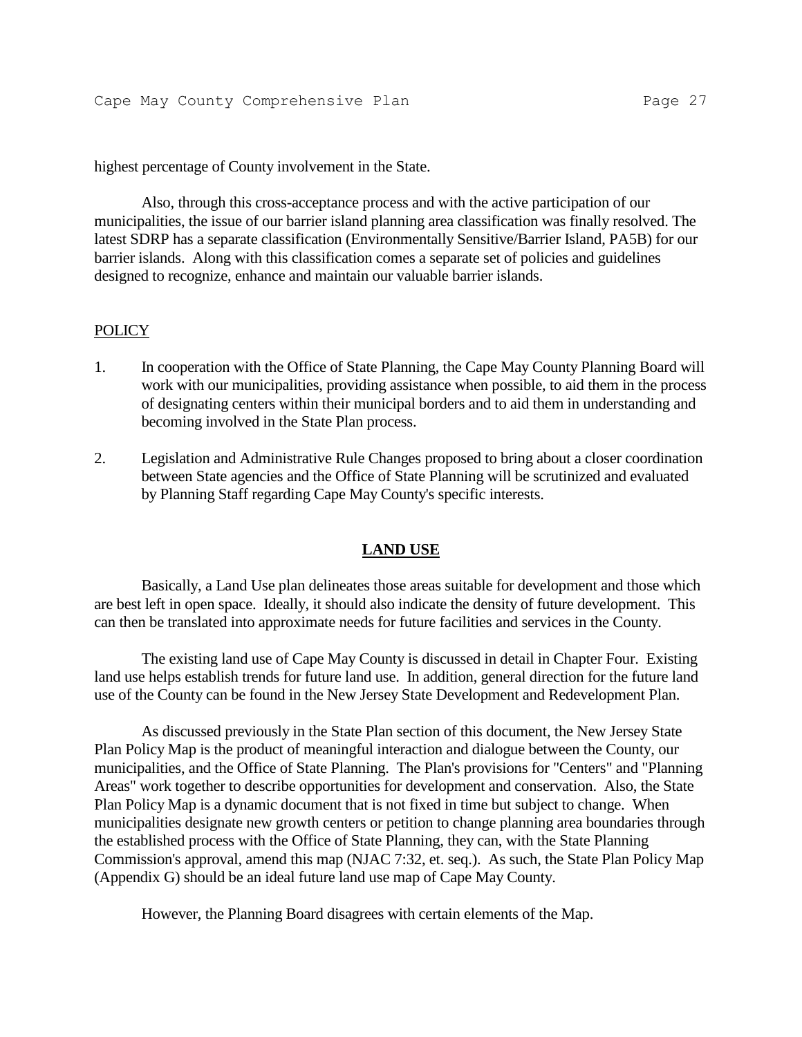highest percentage of County involvement in the State.

Also, through this cross-acceptance process and with the active participation of our municipalities, the issue of our barrier island planning area classification was finally resolved. The latest SDRP has a separate classification (Environmentally Sensitive/Barrier Island, PA5B) for our barrier islands. Along with this classification comes a separate set of policies and guidelines designed to recognize, enhance and maintain our valuable barrier islands.

POLICY

1. In cooperation with the Office of State Planning, the Cape May County Planning Board will work with our municipalities, providing assistance when possible, to aid them in the process of designating centers within their municipal borders and to aid them in understanding and becoming involved in the State Plan process.

2. Legislation and Administrative Rule Changes proposed to bring about a closer coordination between State agencies and the Office of State Planning will be scrutinized and evaluated by Planning Staff regarding Cape May County's specific interests.

## LAND USE

Basically, a Land Use plan delineates those areas suitable for development and those which are best left in open space. Ideally, it should also indicate the density of future development. This can then be translated into approximate needs for future facilities and services in the County.

The existing land use of Cape May County is discussed in detail in Chapter Four. Existing land use helps establish trends for future land use. In addition, general direction for the future land use of the County can be found in the New Jersey State Development and Redevelopment Plan.

As discussed previously in the State Plan section of this document, the New Jersey State Plan Policy Map is the product of meaningful interaction and dialogue between the County, our municipalities, and the Office of State Planning. The Plan's provisions for "Centers" and "Planning Areas" work together to describe opportunities for development and conservation. Also, the State Plan Policy Map is a dynamic document that is not fixed in time but subject to change. When municipalities designate new growth centers or petition to change planning area boundaries through the established process with the Office of State Planning, they can, with the State Planning Commission's approval, amend this map (NJAC 7:32, et. seq.). As such, the State Plan Policy Map (Appendix G) should be an ideal future land use map of Cape May County.

However, the Planning Board disagrees with certain elements of the Map.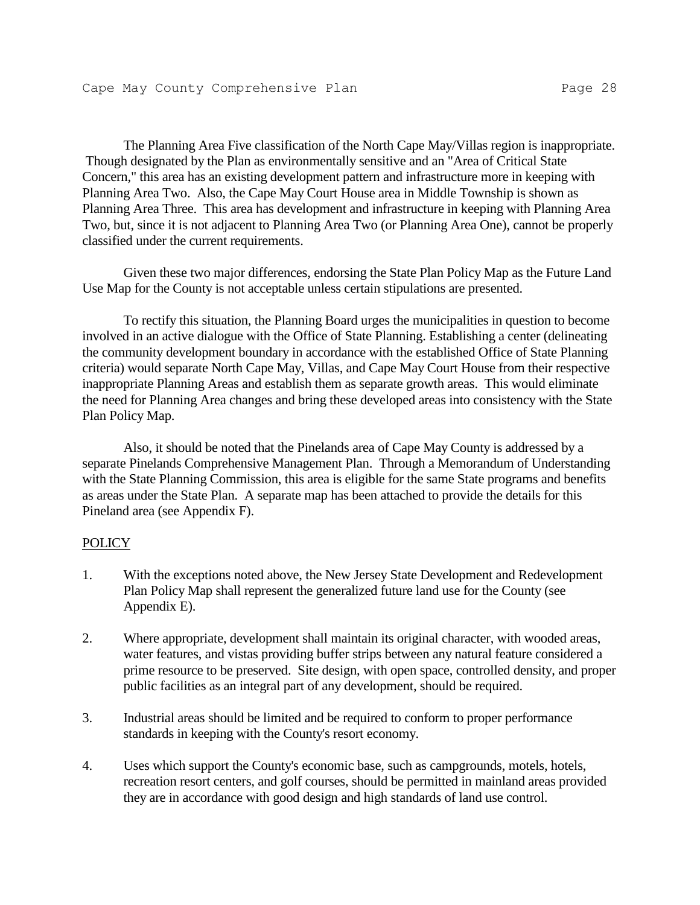The Planning Area Five classification of the North Cape May/Villas region is inappropriate. Though designated by the Plan as environmentally sensitive and an "Area of Critical State Concern," this area has an existing development pattern and infrastructure more in keeping with Planning Area Two. Also, the Cape May Court House area in Middle Township is shown as Planning Area Three. This area has development and infrastructure in keeping with Planning Area Two, but, since it is not adjacent to Planning Area Two (or Planning Area One), cannot be properly classified under the current requirements.

Given these two major differences, endorsing the State Plan Policy Map as the Future Land Use Map for the County is not acceptable unless certain stipulations are presented.

To rectify this situation, the Planning Board urges the municipalities in question to become involved in an active dialogue with the Office of State Planning. Establishing a center (delineating the community development boundary in accordance with the established Office of State Planning criteria) would separate North Cape May, Villas, and Cape May Court House from their respective inappropriate Planning Areas and establish them as separate growth areas. This would eliminate the need for Planning Area changes and bring these developed areas into consistency with the State Plan Policy Map.

Also, it should be noted that the Pinelands area of Cape May County is addressed by a separate Pinelands Comprehensive Management Plan. Through a Memorandum of Understanding with the State Planning Commission, this area is eligible for the same State programs and benefits as areas under the State Plan. A separate map has been attached to provide the details for this Pineland area (see Appendix F).

POLICY

1. With the exceptions noted above, the New Jersey State Development and Redevelopment Plan Policy Map shall represent the generalized future land use for the County (see Appendix E).

2. Where appropriate, development shall maintain its original character, with wooded areas, water features, and vistas providing buffer strips between any natural feature considered a prime resource to be preserved. Site design, with open space, controlled density, and proper public facilities as an integral part of any development, should be required.

3. Industrial areas should be limited and be required to conform to proper performance standards in keeping with the County's resort economy.

4. Uses which support the County's economic base, such as campgrounds, motels, hotels, recreation resort centers, and golf courses, should be permitted in mainland areas provided they are in accordance with good design and high standards of land use control.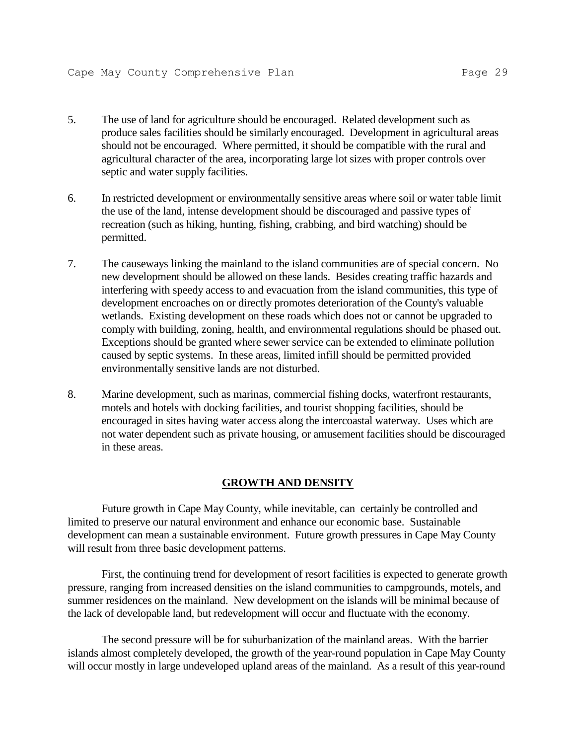5. The use of land for agriculture should be encouraged. Related development such as produce sales facilities should be similarly encouraged. Development in agricultural areas should not be encouraged. Where permitted, it should be compatible with the rural and agricultural character of the area, incorporating large lot sizes with proper controls over septic and water supply facilities.

6. In restricted development or environmentally sensitive areas where soil or water table limit the use of the land, intense development should be discouraged and passive types of recreation (such as hiking, hunting, fishing, crabbing, and bird watching) should be permitted.

7. The causeways linking the mainland to the island communities are of special concern. No new development should be allowed on these lands. Besides creating traffic hazards and interfering with speedy access to and evacuation from the island communities, this type of development encroaches on or directly promotes deterioration of the County's valuable wetlands. Existing development on these roads which does not or cannot be upgraded to comply with building, zoning, health, and environmental regulations should be phased out. Exceptions should be granted where sewer service can be extended to eliminate pollution caused by septic systems. In these areas, limited infill should be permitted provided environmentally sensitive lands are not disturbed.

8. Marine development, such as marinas, commercial fishing docks, waterfront restaurants, motels and hotels with docking facilities, and tourist shopping facilities, should be encouraged in sites having water access along the intercoastal waterway. Uses which are not water dependent such as private housing, or amusement facilities should be discouraged in these areas.

## GROWTH AND DENSITY

Future growth in Cape May County, while inevitable, can certainly be controlled and limited to preserve our natural environment and enhance our economic base. Sustainable development can mean a sustainable environment. Future growth pressures in Cape May County will result from three basic development patterns.

First, the continuing trend for development of resort facilities is expected to generate growth pressure, ranging from increased densities on the island communities to campgrounds, motels, and summer residences on the mainland. New development on the islands will be minimal because of the lack of developable land, but redevelopment will occur and fluctuate with the economy.

The second pressure will be for suburbanization of the mainland areas. With the barrier islands almost completely developed, the growth of the year-round population in Cape May County will occur mostly in large undeveloped upland areas of the mainland. As a result of this year-round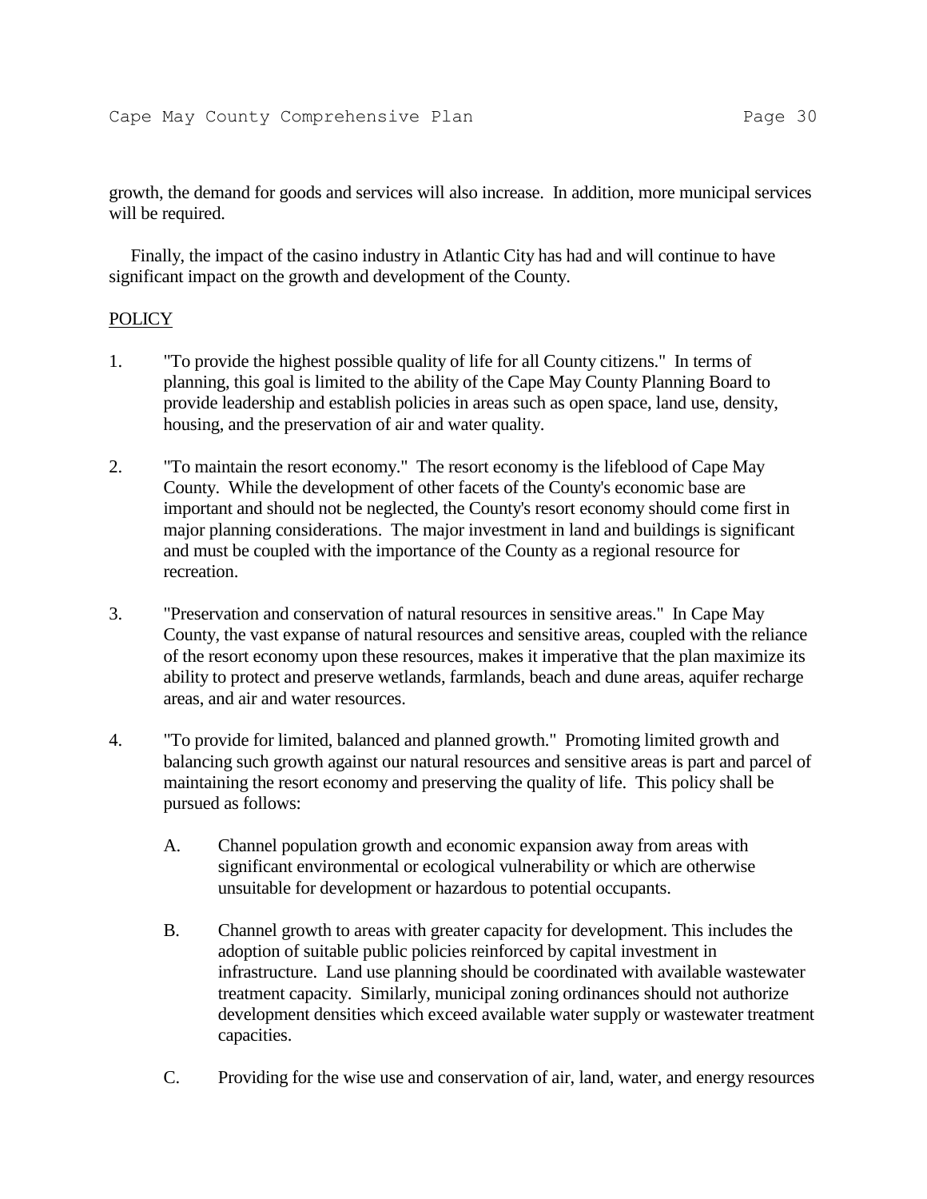growth, the demand for goods and services will also increase. In addition, more municipal services will be required.

Finally, the impact of the casino industry in Atlantic City has had and will continue to have significant impact on the growth and development of the County.

<u>POLICY</u>

1. "To provide the highest possible quality of life for all County citizens." In terms of planning, this goal is limited to the ability of the Cape May County Planning Board to provide leadership and establish policies in areas such as open space, land use, density, housing, and the preservation of air and water quality.

2. "To maintain the resort economy." The resort economy is the lifeblood of Cape May County. While the development of other facets of the County's economic base are important and should not be neglected, the County's resort economy should come first in major planning considerations. The major investment in land and buildings is significant and must be coupled with the importance of the County as a regional resource for recreation.

3. "Preservation and conservation of natural resources in sensitive areas." In Cape May County, the vast expanse of natural resources and sensitive areas, coupled with the reliance of the resort economy upon these resources, makes it imperative that the plan maximize its ability to protect and preserve wetlands, farmlands, beach and dune areas, aquifer recharge areas, and air and water resources.

4. "To provide for limited, balanced and planned growth." Promoting limited growth and balancing such growth against our natural resources and sensitive areas is part and parcel of maintaining the resort economy and preserving the quality of life. This policy shall be pursued as follows:

   A. Channel population growth and economic expansion away from areas with significant environmental or ecological vulnerability or which are otherwise unsuitable for development or hazardous to potential occupants.

   B. Channel growth to areas with greater capacity for development. This includes the adoption of suitable public policies reinforced by capital investment in infrastructure. Land use planning should be coordinated with available wastewater treatment capacity. Similarly, municipal zoning ordinances should not authorize development densities which exceed available water supply or wastewater treatment capacities.

   C. Providing for the wise use and conservation of air, land, water, and energy resources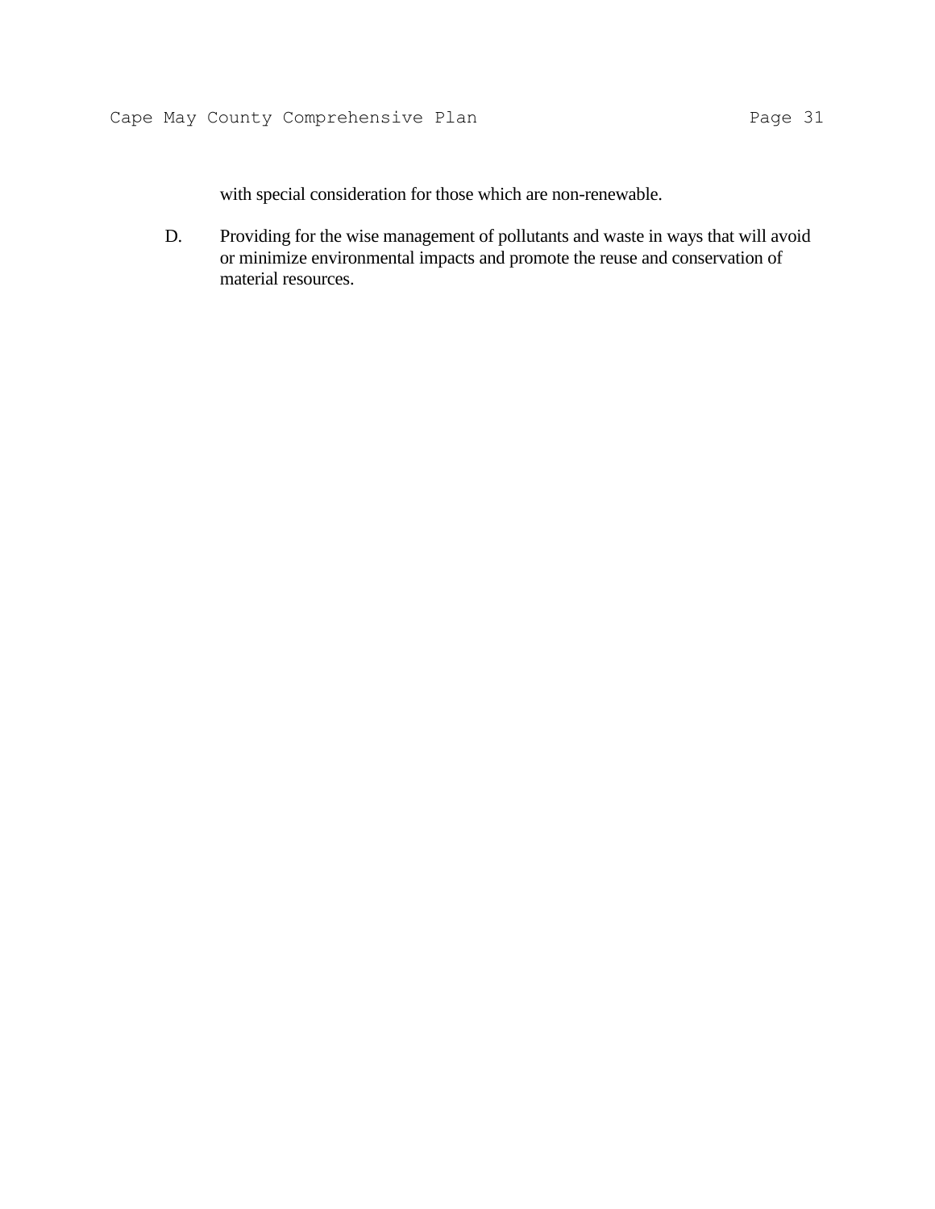with special consideration for those which are non-renewable.

D. Providing for the wise management of pollutants and waste in ways that will avoid or minimize environmental impacts and promote the reuse and conservation of material resources.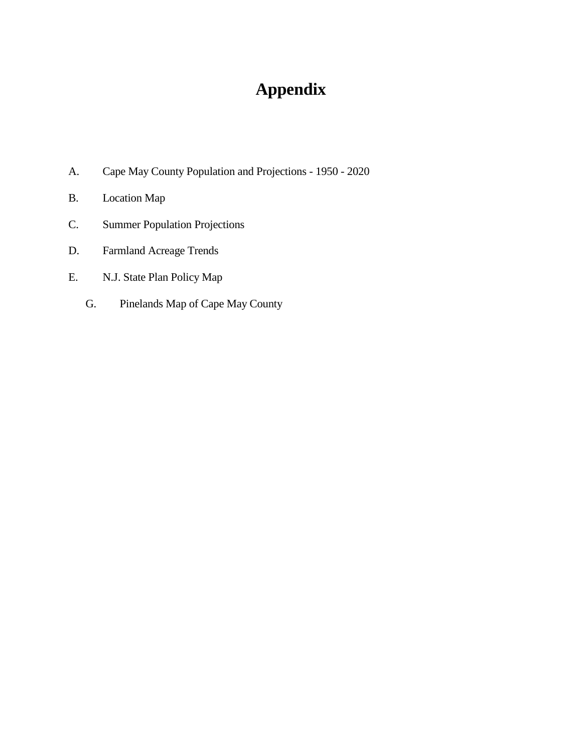# Appendix

A. Cape May County Population and Projections - 1950 - 2020

B. Location Map

C. Summer Population Projections

D. Farmland Acreage Trends

E. N.J. State Plan Policy Map

G. Pinelands Map of Cape May County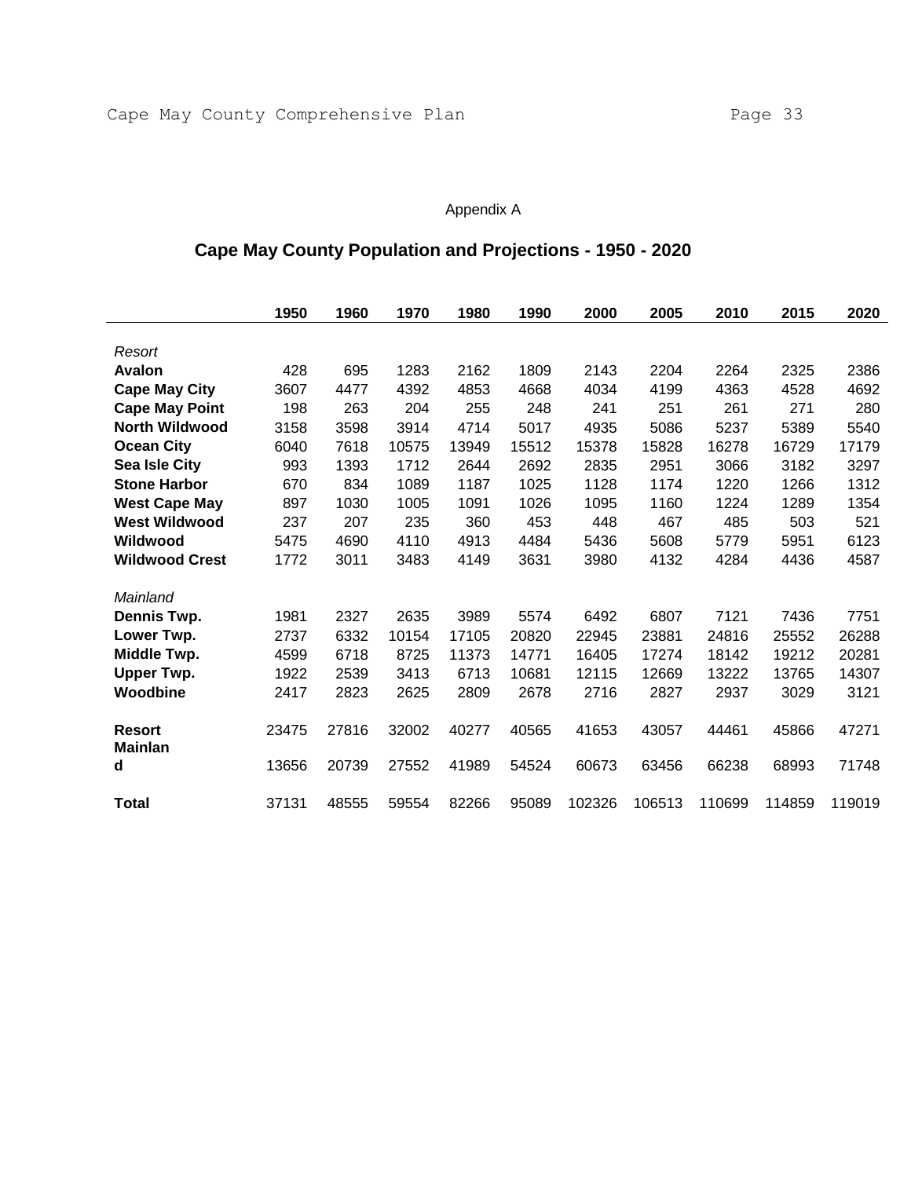Appendix A

## Cape May County Population and Projections - 1950 - 2020

| | 1950 | 1960 | 1970 | 1980 | 1990 | 2000 | 2005 | 2010 | 2015 | 2020 |
|---|---|---|---|---|---|---|---|---|---|---|
| *Resort* | | | | | | | | | | |
| **Avalon** | 428 | 695 | 1283 | 2162 | 1809 | 2143 | 2204 | 2264 | 2325 | 2386 |
| **Cape May City** | 3607 | 4477 | 4392 | 4853 | 4668 | 4034 | 4199 | 4363 | 4528 | 4692 |
| **Cape May Point** | 198 | 263 | 204 | 255 | 248 | 241 | 251 | 261 | 271 | 280 |
| **North Wildwood** | 3158 | 3598 | 3914 | 4714 | 5017 | 4935 | 5086 | 5237 | 5389 | 5540 |
| **Ocean City** | 6040 | 7618 | 10575 | 13949 | 15512 | 15378 | 15828 | 16278 | 16729 | 17179 |
| **Sea Isle City** | 993 | 1393 | 1712 | 2644 | 2692 | 2835 | 2951 | 3066 | 3182 | 3297 |
| **Stone Harbor** | 670 | 834 | 1089 | 1187 | 1025 | 1128 | 1174 | 1220 | 1266 | 1312 |
| **West Cape May** | 897 | 1030 | 1005 | 1091 | 1026 | 1095 | 1160 | 1224 | 1289 | 1354 |
| **West Wildwood** | 237 | 207 | 235 | 360 | 453 | 448 | 467 | 485 | 503 | 521 |
| **Wildwood** | 5475 | 4690 | 4110 | 4913 | 4484 | 5436 | 5608 | 5779 | 5951 | 6123 |
| **Wildwood Crest** | 1772 | 3011 | 3483 | 4149 | 3631 | 3980 | 4132 | 4284 | 4436 | 4587 |
| *Mainland* | | | | | | | | | | |
| **Dennis Twp.** | 1981 | 2327 | 2635 | 3989 | 5574 | 6492 | 6807 | 7121 | 7436 | 7751 |
| **Lower Twp.** | 2737 | 6332 | 10154 | 17105 | 20820 | 22945 | 23881 | 24816 | 25552 | 26288 |
| **Middle Twp.** | 4599 | 6718 | 8725 | 11373 | 14771 | 16405 | 17274 | 18142 | 19212 | 20281 |
| **Upper Twp.** | 1922 | 2539 | 3413 | 6713 | 10681 | 12115 | 12669 | 13222 | 13765 | 14307 |
| **Woodbine** | 2417 | 2823 | 2625 | 2809 | 2678 | 2716 | 2827 | 2937 | 3029 | 3121 |
| **Resort** | 23475 | 27816 | 32002 | 40277 | 40565 | 41653 | 43057 | 44461 | 45866 | 47271 |
| **Mainland** | 13656 | 20739 | 27552 | 41989 | 54524 | 60673 | 63456 | 66238 | 68993 | 71748 |
| **Total** | 37131 | 48555 | 59554 | 82266 | 95089 | 102326 | 106513 | 110699 | 114859 | 119019 |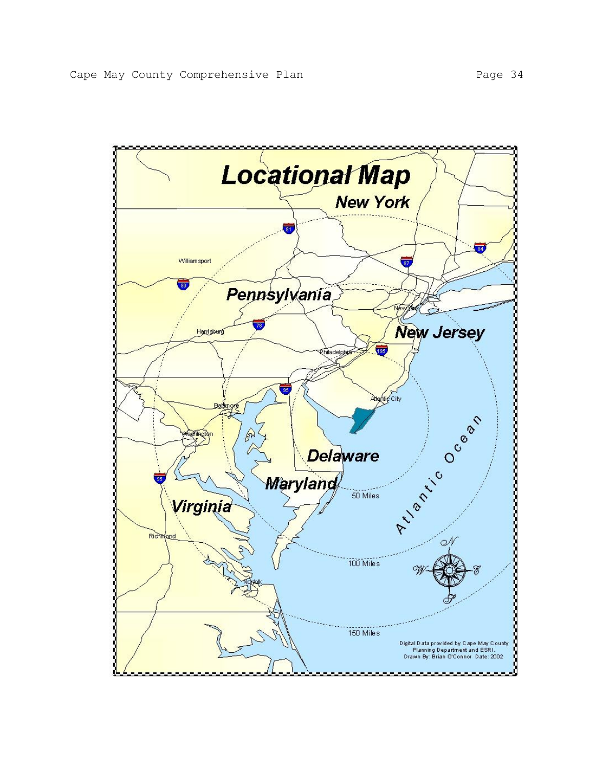# Locational Map

Digital Data provided by Cape May County Planning Department and ESRI.
Drawn By: Brian O'Connor Date: 2002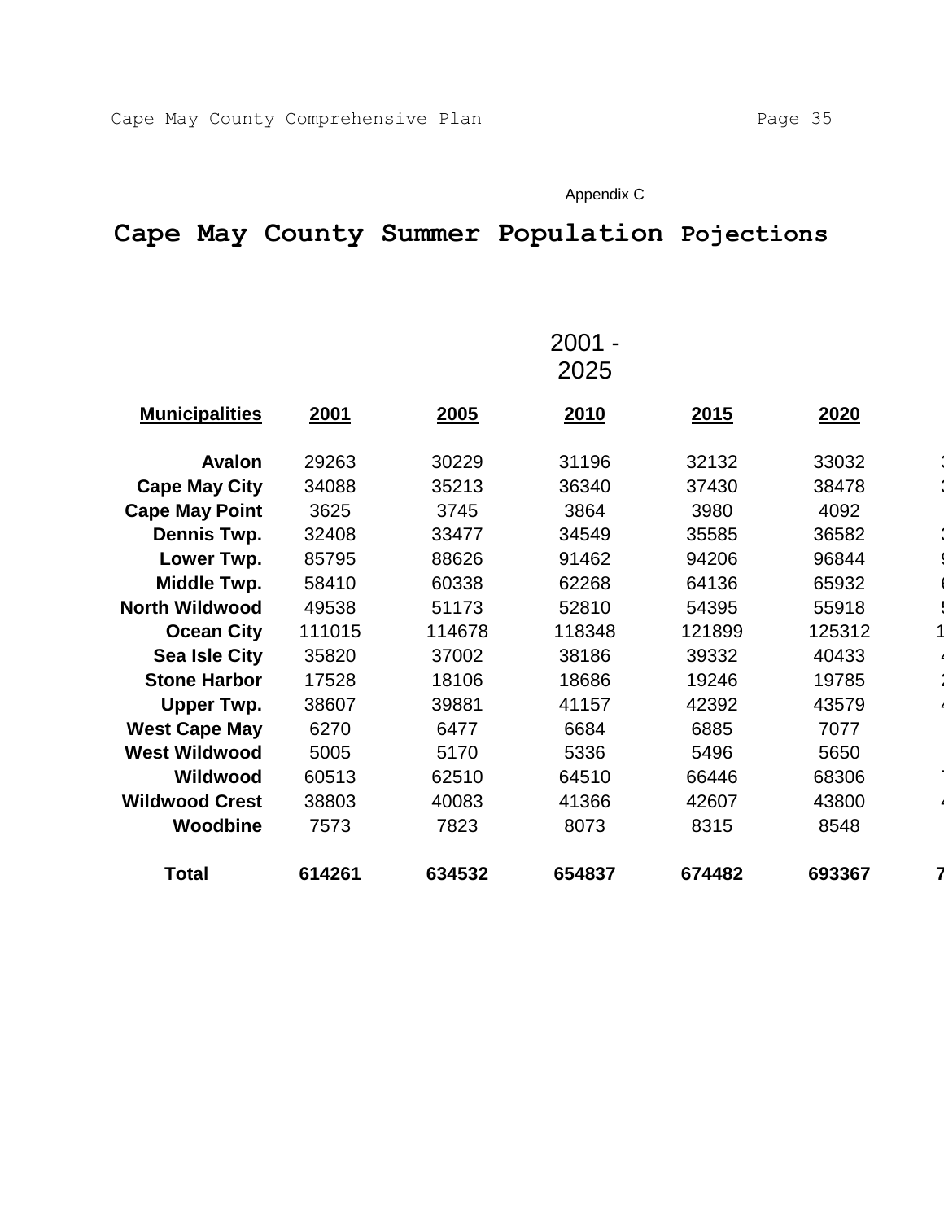Appendix C

# Cape May County Summer Population Pojections

2001 - 2025

| Municipalities | 2001 | 2005 | 2010 | 2015 | 2020 |
|---|---|---|---|---|---|
| Avalon | 29263 | 30229 | 31196 | 32132 | 33032 |
| Cape May City | 34088 | 35213 | 36340 | 37430 | 38478 |
| Cape May Point | 3625 | 3745 | 3864 | 3980 | 4092 |
| Dennis Twp. | 32408 | 33477 | 34549 | 35585 | 36582 |
| Lower Twp. | 85795 | 88626 | 91462 | 94206 | 96844 |
| Middle Twp. | 58410 | 60338 | 62268 | 64136 | 65932 |
| North Wildwood | 49538 | 51173 | 52810 | 54395 | 55918 |
| Ocean City | 111015 | 114678 | 118348 | 121899 | 125312 |
| Sea Isle City | 35820 | 37002 | 38186 | 39332 | 40433 |
| Stone Harbor | 17528 | 18106 | 18686 | 19246 | 19785 |
| Upper Twp. | 38607 | 39881 | 41157 | 42392 | 43579 |
| West Cape May | 6270 | 6477 | 6684 | 6885 | 7077 |
| West Wildwood | 5005 | 5170 | 5336 | 5496 | 5650 |
| Wildwood | 60513 | 62510 | 64510 | 66446 | 68306 |
| Wildwood Crest | 38803 | 40083 | 41366 | 42607 | 43800 |
| Woodbine | 7573 | 7823 | 8073 | 8315 | 8548 |
| **Total** | **614261** | **634532** | **654837** | **674482** | **693367** |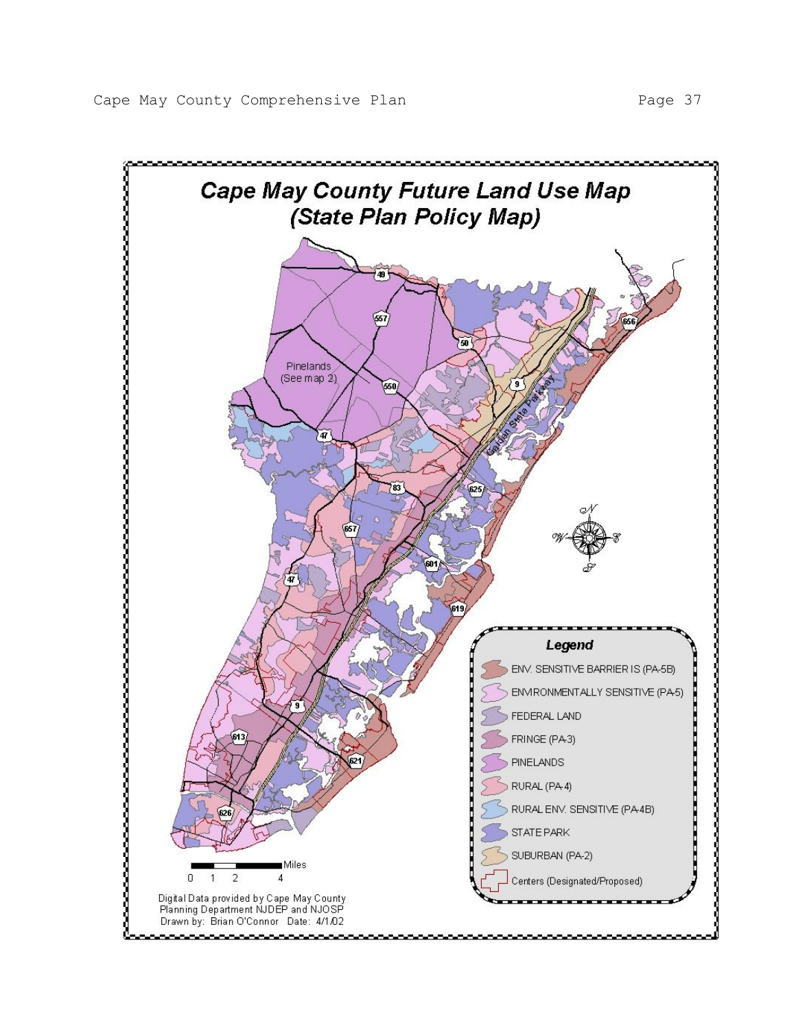# Cape May County Future Land Use Map (State Plan Policy Map)

Pinelands (See map 2)

**Legend**

- ENV. SENSITIVE BARRIER IS (PA-5B)
- ENVIRONMENTALLY SENSITIVE (PA-5)
- FEDERAL LAND
- FRINGE (PA-3)
- PINELANDS
- RURAL (PA-4)
- RURAL ENV. SENSITIVE (PA-4B)
- STATE PARK
- SUBURBAN (PA-2)
- Centers (Designated/Proposed)

Miles: 0 1 2 4

Digital Data provided by Cape May County Planning Department NJDEP and NJOSP
Drawn by: Brian O'Connor Date: 4/1/02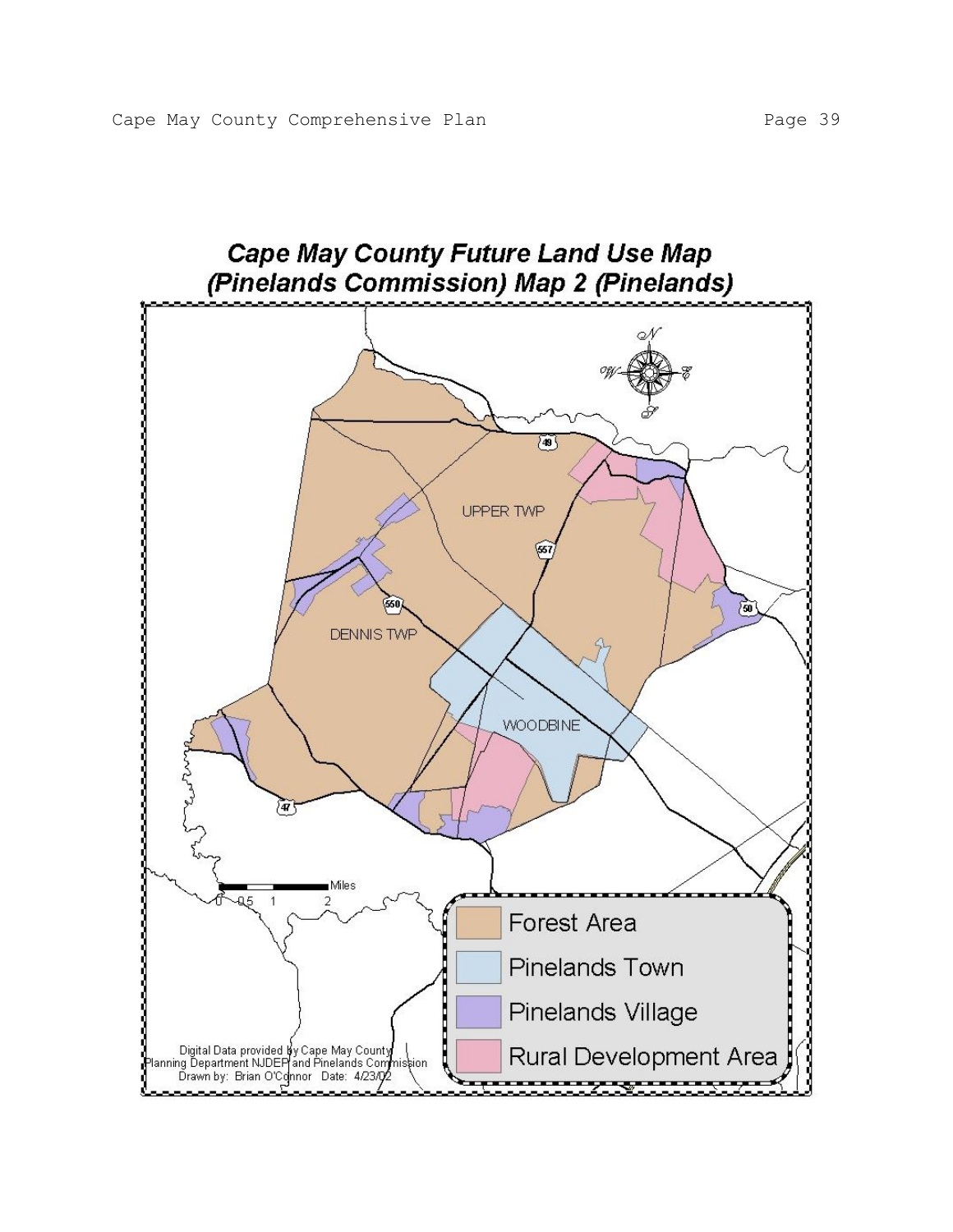## Cape May County Future Land Use Map (Pinelands Commission) Map 2 (Pinelands)

UPPER TWP

DENNIS TWP

WOODBINE

49

557

550

50

47

Miles

0 0.5 1 2

Forest Area

Pinelands Town

Pinelands Village

Rural Development Area

Digital Data provided by Cape May County Planning Department NJDEP and Pinelands Commission
Drawn by: Brian O'Connor Date: 4/23/02